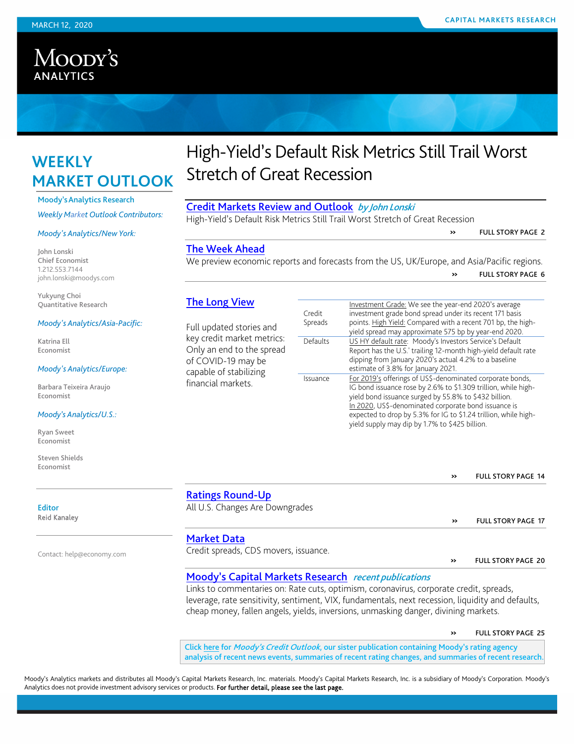MARCH 12, 2020

CAPITAL MARKETS RESEARCH

Moody's ANALYTICS

# WEEKLY MARKET OUTLOOK

Moody's Analytics Research

*Weekly Market Outlook Contributors:*

*Moody's Analytics/New York:*

John Lonski
Chief Economist
1.212.553.7144
john.lonski@moodys.com

Yukyung Choi
Quantitative Research

*Moody's Analytics/Asia-Pacific:*

Katrina Ell
Economist

*Moody's Analytics/Europe:*

Barbara Teixeira Araujo
Economist

*Moody's Analytics/U.S.:*

Ryan Sweet
Economist

Steven Shields
Economist

Editor
Reid Kanaley

Contact: help@economy.com

# High-Yield's Default Risk Metrics Still Trail Worst Stretch of Great Recession

## Credit Markets Review and Outlook *by John Lonski*

High-Yield's Default Risk Metrics Still Trail Worst Stretch of Great Recession

» FULL STORY PAGE 2

## The Week Ahead

We preview economic reports and forecasts from the US, UK/Europe, and Asia/Pacific regions.

» FULL STORY PAGE 6

## The Long View

Full updated stories and key credit market metrics: Only an end to the spread of COVID-19 may be capable of stabilizing financial markets.

| | |
|---|---|
| Credit Spreads | Investment Grade: We see the year-end 2020's average investment grade bond spread under its recent 171 basis points. High Yield: Compared with a recent 701 bp, the high-yield spread may approximate 575 bp by year-end 2020. |
| Defaults | US HY default rate: Moody's Investors Service's Default Report has the U.S.' trailing 12-month high-yield default rate dipping from January 2020's actual 4.2% to a baseline estimate of 3.8% for January 2021. |
| Issuance | For 2019's offerings of US$-denominated corporate bonds, IG bond issuance rose by 2.6% to \$1.309 trillion, while high-yield bond issuance surged by 55.8% to \$432 billion. In 2020, US\$-denominated corporate bond issuance is expected to drop by 5.3% for IG to \$1.24 trillion, while high-yield supply may dip by 1.7% to \$425 billion. |

» FULL STORY PAGE 14

## Ratings Round-Up

All U.S. Changes Are Downgrades

» FULL STORY PAGE 17

## Market Data

Credit spreads, CDS movers, issuance.

» FULL STORY PAGE 20

## Moody's Capital Markets Research *recent publications*

Links to commentaries on: Rate cuts, optimism, coronavirus, corporate credit, spreads, leverage, rate sensitivity, sentiment, VIX, fundamentals, next recession, liquidity and defaults, cheap money, fallen angels, yields, inversions, unmasking danger, divining markets.

» FULL STORY PAGE 25

Click here for *Moody's Credit Outlook*, our sister publication containing Moody's rating agency analysis of recent news events, summaries of recent rating changes, and summaries of recent research.

Moody's Analytics markets and distributes all Moody's Capital Markets Research, Inc. materials. Moody's Capital Markets Research, Inc. is a subsidiary of Moody's Corporation. Moody's Analytics does not provide investment advisory services or products. **For further detail, please see the last page.**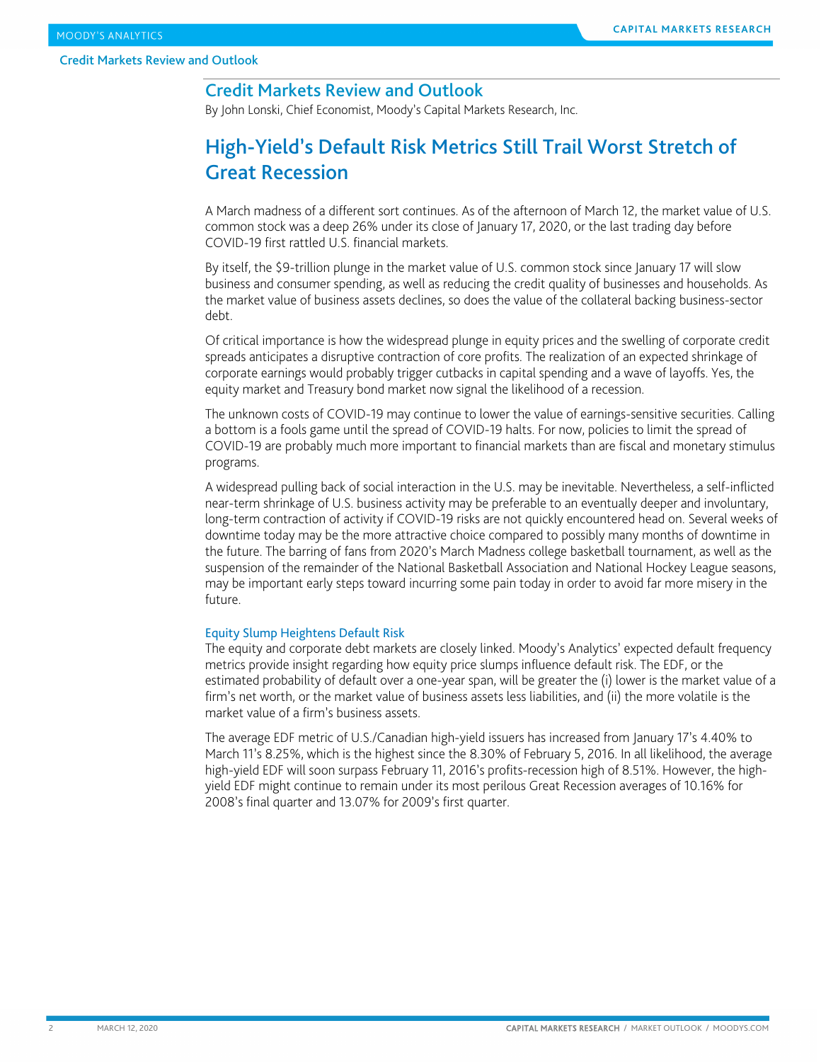# Credit Markets Review and Outlook

By John Lonski, Chief Economist, Moody's Capital Markets Research, Inc.

## High-Yield's Default Risk Metrics Still Trail Worst Stretch of Great Recession

A March madness of a different sort continues. As of the afternoon of March 12, the market value of U.S. common stock was a deep 26% under its close of January 17, 2020, or the last trading day before COVID-19 first rattled U.S. financial markets.

By itself, the $9-trillion plunge in the market value of U.S. common stock since January 17 will slow business and consumer spending, as well as reducing the credit quality of businesses and households. As the market value of business assets declines, so does the value of the collateral backing business-sector debt.

Of critical importance is how the widespread plunge in equity prices and the swelling of corporate credit spreads anticipates a disruptive contraction of core profits. The realization of an expected shrinkage of corporate earnings would probably trigger cutbacks in capital spending and a wave of layoffs. Yes, the equity market and Treasury bond market now signal the likelihood of a recession.

The unknown costs of COVID-19 may continue to lower the value of earnings-sensitive securities. Calling a bottom is a fools game until the spread of COVID-19 halts. For now, policies to limit the spread of COVID-19 are probably much more important to financial markets than are fiscal and monetary stimulus programs.

A widespread pulling back of social interaction in the U.S. may be inevitable. Nevertheless, a self-inflicted near-term shrinkage of U.S. business activity may be preferable to an eventually deeper and involuntary, long-term contraction of activity if COVID-19 risks are not quickly encountered head on. Several weeks of downtime today may be the more attractive choice compared to possibly many months of downtime in the future. The barring of fans from 2020's March Madness college basketball tournament, as well as the suspension of the remainder of the National Basketball Association and National Hockey League seasons, may be important early steps toward incurring some pain today in order to avoid far more misery in the future.

### Equity Slump Heightens Default Risk

The equity and corporate debt markets are closely linked. Moody's Analytics' expected default frequency metrics provide insight regarding how equity price slumps influence default risk. The EDF, or the estimated probability of default over a one-year span, will be greater the (i) lower is the market value of a firm's net worth, or the market value of business assets less liabilities, and (ii) the more volatile is the market value of a firm's business assets.

The average EDF metric of U.S./Canadian high-yield issuers has increased from January 17's 4.40% to March 11's 8.25%, which is the highest since the 8.30% of February 5, 2016. In all likelihood, the average high-yield EDF will soon surpass February 11, 2016's profits-recession high of 8.51%. However, the high-yield EDF might continue to remain under its most perilous Great Recession averages of 10.16% for 2008's final quarter and 13.07% for 2009's first quarter.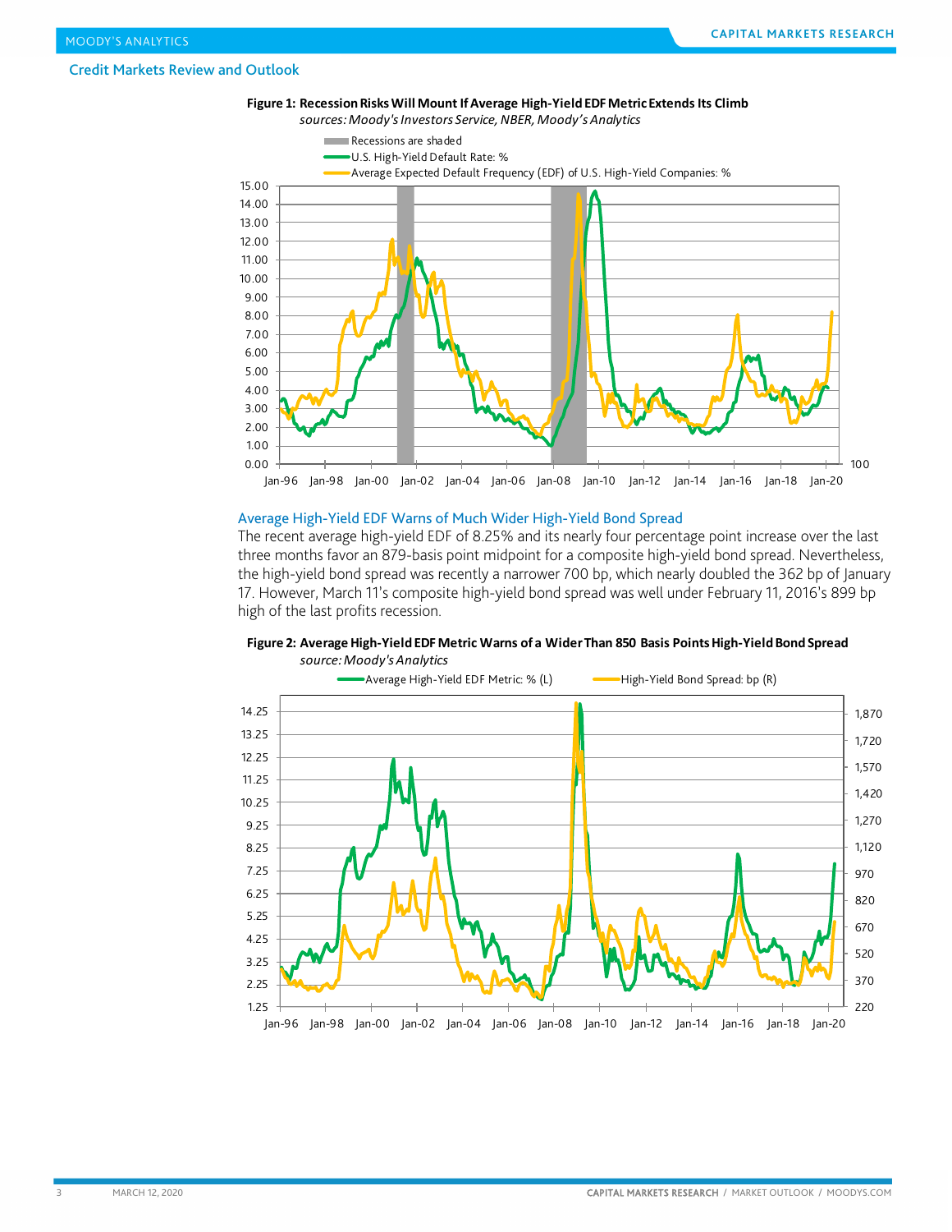## Credit Markets Review and Outlook

**Figure 1: Recession Risks Will Mount If Average High-Yield EDF Metric Extends Its Climb**

*sources: Moody's Investors Service, NBER, Moody's Analytics*

### Average High-Yield EDF Warns of Much Wider High-Yield Bond Spread

The recent average high-yield EDF of 8.25% and its nearly four percentage point increase over the last three months favor an 879-basis point midpoint for a composite high-yield bond spread. Nevertheless, the high-yield bond spread was recently a narrower 700 bp, which nearly doubled the 362 bp of January 17. However, March 11's composite high-yield bond spread was well under February 11, 2016's 899 bp high of the last profits recession.

**Figure 2: Average High-Yield EDF Metric Warns of a Wider Than 850 Basis Points High-Yield Bond Spread**

*source: Moody's Analytics*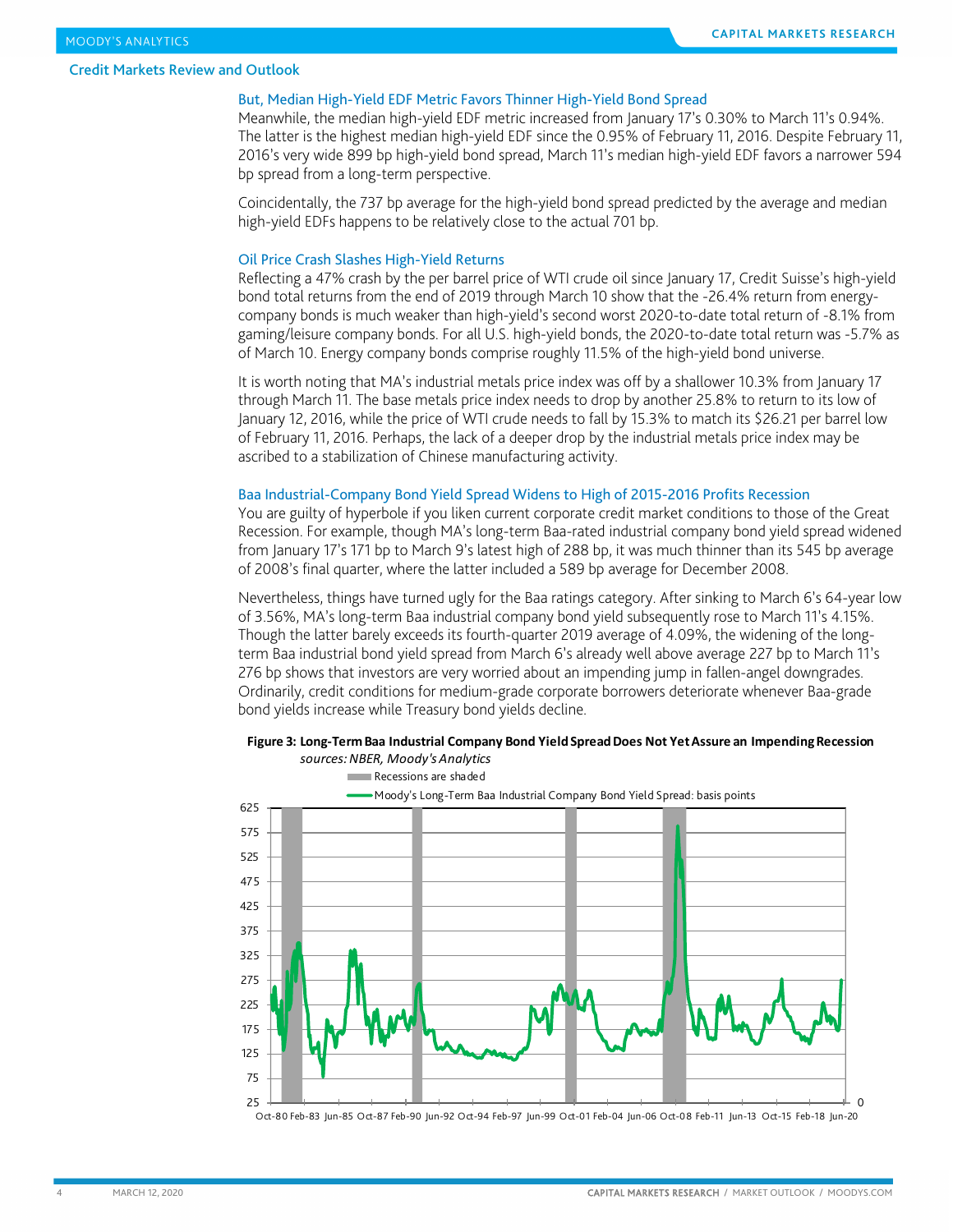## Credit Markets Review and Outlook

### But, Median High-Yield EDF Metric Favors Thinner High-Yield Bond Spread

Meanwhile, the median high-yield EDF metric increased from January 17's 0.30% to March 11's 0.94%. The latter is the highest median high-yield EDF since the 0.95% of February 11, 2016. Despite February 11, 2016's very wide 899 bp high-yield bond spread, March 11's median high-yield EDF favors a narrower 594 bp spread from a long-term perspective.

Coincidentally, the 737 bp average for the high-yield bond spread predicted by the average and median high-yield EDFs happens to be relatively close to the actual 701 bp.

### Oil Price Crash Slashes High-Yield Returns

Reflecting a 47% crash by the per barrel price of WTI crude oil since January 17, Credit Suisse's high-yield bond total returns from the end of 2019 through March 10 show that the -26.4% return from energy-company bonds is much weaker than high-yield's second worst 2020-to-date total return of -8.1% from gaming/leisure company bonds. For all U.S. high-yield bonds, the 2020-to-date total return was -5.7% as of March 10. Energy company bonds comprise roughly 11.5% of the high-yield bond universe.

It is worth noting that MA's industrial metals price index was off by a shallower 10.3% from January 17 through March 11. The base metals price index needs to drop by another 25.8% to return to its low of January 12, 2016, while the price of WTI crude needs to fall by 15.3% to match its $26.21 per barrel low of February 11, 2016. Perhaps, the lack of a deeper drop by the industrial metals price index may be ascribed to a stabilization of Chinese manufacturing activity.

### Baa Industrial-Company Bond Yield Spread Widens to High of 2015-2016 Profits Recession

You are guilty of hyperbole if you liken current corporate credit market conditions to those of the Great Recession. For example, though MA's long-term Baa-rated industrial company bond yield spread widened from January 17's 171 bp to March 9's latest high of 288 bp, it was much thinner than its 545 bp average of 2008's final quarter, where the latter included a 589 bp average for December 2008.

Nevertheless, things have turned ugly for the Baa ratings category. After sinking to March 6's 64-year low of 3.56%, MA's long-term Baa industrial company bond yield subsequently rose to March 11's 4.15%. Though the latter barely exceeds its fourth-quarter 2019 average of 4.09%, the widening of the long-term Baa industrial bond yield spread from March 6's already well above average 227 bp to March 11's 276 bp shows that investors are very worried about an impending jump in fallen-angel downgrades. Ordinarily, credit conditions for medium-grade corporate borrowers deteriorate whenever Baa-grade bond yields increase while Treasury bond yields decline.

**Figure 3: Long-Term Baa Industrial Company Bond Yield Spread Does Not Yet Assure an Impending Recession**
*sources: NBER, Moody's Analytics*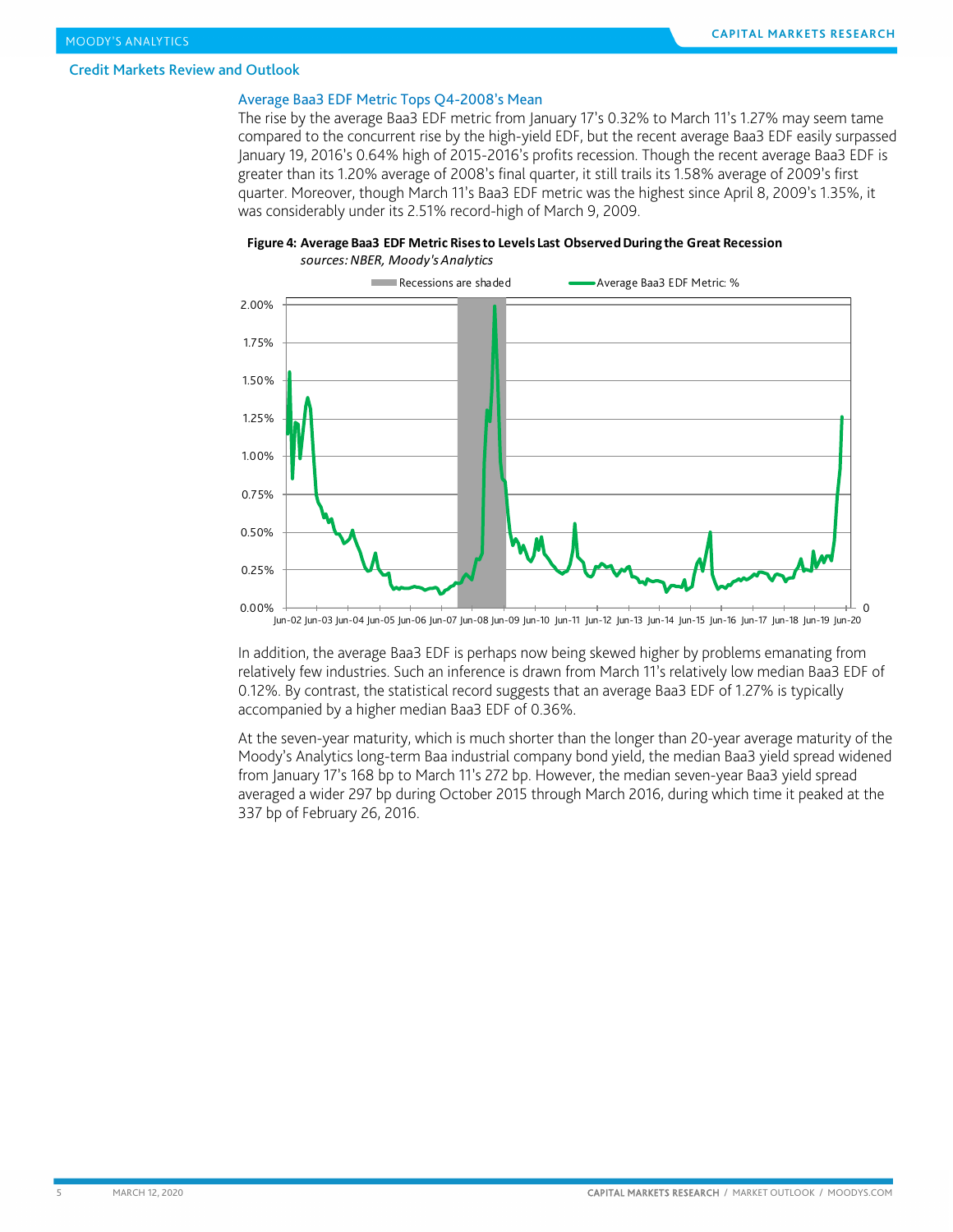## Credit Markets Review and Outlook

### Average Baa3 EDF Metric Tops Q4-2008's Mean

The rise by the average Baa3 EDF metric from January 17's 0.32% to March 11's 1.27% may seem tame compared to the concurrent rise by the high-yield EDF, but the recent average Baa3 EDF easily surpassed January 19, 2016's 0.64% high of 2015-2016's profits recession. Though the recent average Baa3 EDF is greater than its 1.20% average of 2008's final quarter, it still trails its 1.58% average of 2009's first quarter. Moreover, though March 11's Baa3 EDF metric was the highest since April 8, 2009's 1.35%, it was considerably under its 2.51% record-high of March 9, 2009.

**Figure 4: Average Baa3 EDF Metric Rises to Levels Last Observed During the Great Recession**
*sources: NBER, Moody's Analytics*

In addition, the average Baa3 EDF is perhaps now being skewed higher by problems emanating from relatively few industries. Such an inference is drawn from March 11's relatively low median Baa3 EDF of 0.12%. By contrast, the statistical record suggests that an average Baa3 EDF of 1.27% is typically accompanied by a higher median Baa3 EDF of 0.36%.

At the seven-year maturity, which is much shorter than the longer than 20-year average maturity of the Moody's Analytics long-term Baa industrial company bond yield, the median Baa3 yield spread widened from January 17's 168 bp to March 11's 272 bp. However, the median seven-year Baa3 yield spread averaged a wider 297 bp during October 2015 through March 2016, during which time it peaked at the 337 bp of February 26, 2016.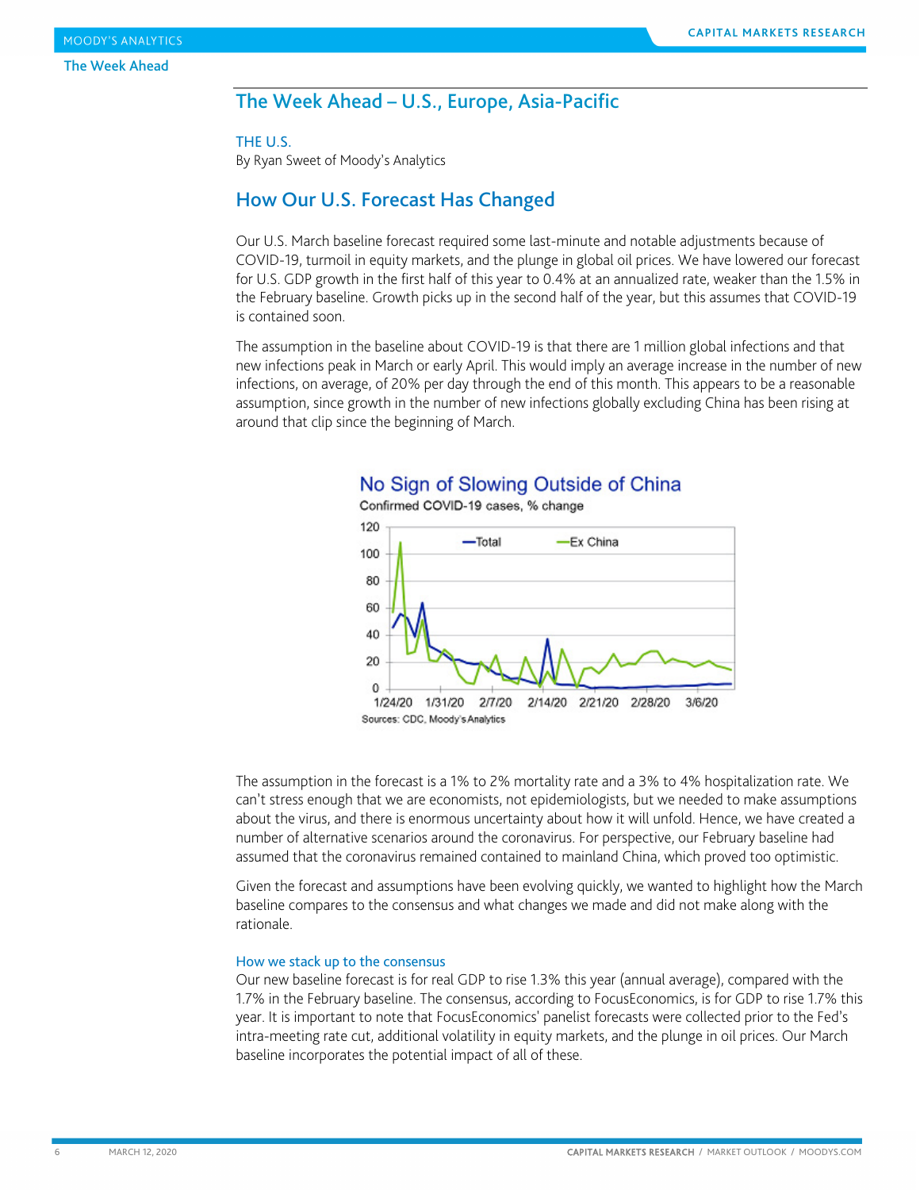## The Week Ahead – U.S., Europe, Asia-Pacific

THE U.S.

By Ryan Sweet of Moody's Analytics

## How Our U.S. Forecast Has Changed

Our U.S. March baseline forecast required some last-minute and notable adjustments because of COVID-19, turmoil in equity markets, and the plunge in global oil prices. We have lowered our forecast for U.S. GDP growth in the first half of this year to 0.4% at an annualized rate, weaker than the 1.5% in the February baseline. Growth picks up in the second half of the year, but this assumes that COVID-19 is contained soon.

The assumption in the baseline about COVID-19 is that there are 1 million global infections and that new infections peak in March or early April. This would imply an average increase in the number of new infections, on average, of 20% per day through the end of this month. This appears to be a reasonable assumption, since growth in the number of new infections globally excluding China has been rising at around that clip since the beginning of March.

**No Sign of Slowing Outside of China**

Confirmed COVID-19 cases, % change

Sources: CDC, Moody's Analytics

The assumption in the forecast is a 1% to 2% mortality rate and a 3% to 4% hospitalization rate. We can't stress enough that we are economists, not epidemiologists, but we needed to make assumptions about the virus, and there is enormous uncertainty about how it will unfold. Hence, we have created a number of alternative scenarios around the coronavirus. For perspective, our February baseline had assumed that the coronavirus remained contained to mainland China, which proved too optimistic.

Given the forecast and assumptions have been evolving quickly, we wanted to highlight how the March baseline compares to the consensus and what changes we made and did not make along with the rationale.

### How we stack up to the consensus

Our new baseline forecast is for real GDP to rise 1.3% this year (annual average), compared with the 1.7% in the February baseline. The consensus, according to FocusEconomics, is for GDP to rise 1.7% this year. It is important to note that FocusEconomics' panelist forecasts were collected prior to the Fed's intra-meeting rate cut, additional volatility in equity markets, and the plunge in oil prices. Our March baseline incorporates the potential impact of all of these.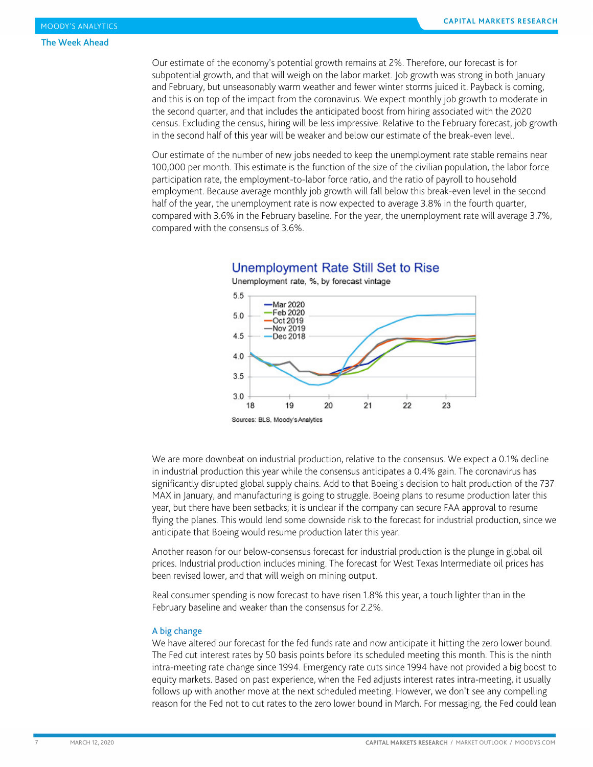Our estimate of the economy's potential growth remains at 2%. Therefore, our forecast is for subpotential growth, and that will weigh on the labor market. Job growth was strong in both January and February, but unseasonably warm weather and fewer winter storms juiced it. Payback is coming, and this is on top of the impact from the coronavirus. We expect monthly job growth to moderate in the second quarter, and that includes the anticipated boost from hiring associated with the 2020 census. Excluding the census, hiring will be less impressive. Relative to the February forecast, job growth in the second half of this year will be weaker and below our estimate of the break-even level.

Our estimate of the number of new jobs needed to keep the unemployment rate stable remains near 100,000 per month. This estimate is the function of the size of the civilian population, the labor force participation rate, the employment-to-labor force ratio, and the ratio of payroll to household employment. Because average monthly job growth will fall below this break-even level in the second half of the year, the unemployment rate is now expected to average 3.8% in the fourth quarter, compared with 3.6% in the February baseline. For the year, the unemployment rate will average 3.7%, compared with the consensus of 3.6%.

**Unemployment Rate Still Set to Rise**

Unemployment rate, %, by forecast vintage

Sources: BLS, Moody's Analytics

We are more downbeat on industrial production, relative to the consensus. We expect a 0.1% decline in industrial production this year while the consensus anticipates a 0.4% gain. The coronavirus has significantly disrupted global supply chains. Add to that Boeing's decision to halt production of the 737 MAX in January, and manufacturing is going to struggle. Boeing plans to resume production later this year, but there have been setbacks; it is unclear if the company can secure FAA approval to resume flying the planes. This would lend some downside risk to the forecast for industrial production, since we anticipate that Boeing would resume production later this year.

Another reason for our below-consensus forecast for industrial production is the plunge in global oil prices. Industrial production includes mining. The forecast for West Texas Intermediate oil prices has been revised lower, and that will weigh on mining output.

Real consumer spending is now forecast to have risen 1.8% this year, a touch lighter than in the February baseline and weaker than the consensus for 2.2%.

### A big change

We have altered our forecast for the fed funds rate and now anticipate it hitting the zero lower bound. The Fed cut interest rates by 50 basis points before its scheduled meeting this month. This is the ninth intra-meeting rate change since 1994. Emergency rate cuts since 1994 have not provided a big boost to equity markets. Based on past experience, when the Fed adjusts interest rates intra-meeting, it usually follows up with another move at the next scheduled meeting. However, we don't see any compelling reason for the Fed not to cut rates to the zero lower bound in March. For messaging, the Fed could lean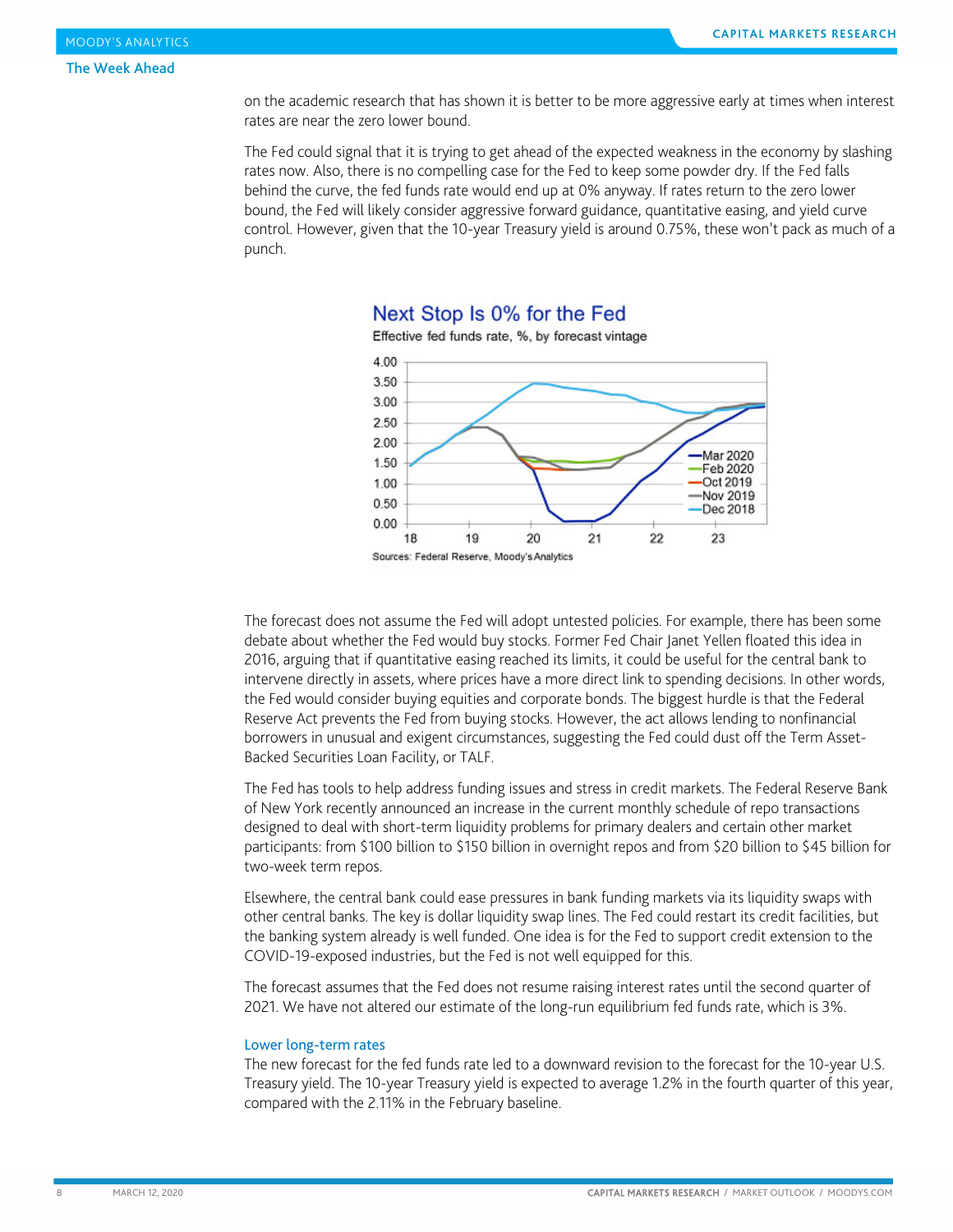on the academic research that has shown it is better to be more aggressive early at times when interest rates are near the zero lower bound.

The Fed could signal that it is trying to get ahead of the expected weakness in the economy by slashing rates now. Also, there is no compelling case for the Fed to keep some powder dry. If the Fed falls behind the curve, the fed funds rate would end up at 0% anyway. If rates return to the zero lower bound, the Fed will likely consider aggressive forward guidance, quantitative easing, and yield curve control. However, given that the 10-year Treasury yield is around 0.75%, these won't pack as much of a punch.

**Next Stop Is 0% for the Fed**

Effective fed funds rate, %, by forecast vintage

Sources: Federal Reserve, Moody's Analytics

The forecast does not assume the Fed will adopt untested policies. For example, there has been some debate about whether the Fed would buy stocks. Former Fed Chair Janet Yellen floated this idea in 2016, arguing that if quantitative easing reached its limits, it could be useful for the central bank to intervene directly in assets, where prices have a more direct link to spending decisions. In other words, the Fed would consider buying equities and corporate bonds. The biggest hurdle is that the Federal Reserve Act prevents the Fed from buying stocks. However, the act allows lending to nonfinancial borrowers in unusual and exigent circumstances, suggesting the Fed could dust off the Term Asset-Backed Securities Loan Facility, or TALF.

The Fed has tools to help address funding issues and stress in credit markets. The Federal Reserve Bank of New York recently announced an increase in the current monthly schedule of repo transactions designed to deal with short-term liquidity problems for primary dealers and certain other market participants: from $100 billion to $150 billion in overnight repos and from $20 billion to $45 billion for two-week term repos.

Elsewhere, the central bank could ease pressures in bank funding markets via its liquidity swaps with other central banks. The key is dollar liquidity swap lines. The Fed could restart its credit facilities, but the banking system already is well funded. One idea is for the Fed to support credit extension to the COVID-19-exposed industries, but the Fed is not well equipped for this.

The forecast assumes that the Fed does not resume raising interest rates until the second quarter of 2021. We have not altered our estimate of the long-run equilibrium fed funds rate, which is 3%.

### Lower long-term rates

The new forecast for the fed funds rate led to a downward revision to the forecast for the 10-year U.S. Treasury yield. The 10-year Treasury yield is expected to average 1.2% in the fourth quarter of this year, compared with the 2.11% in the February baseline.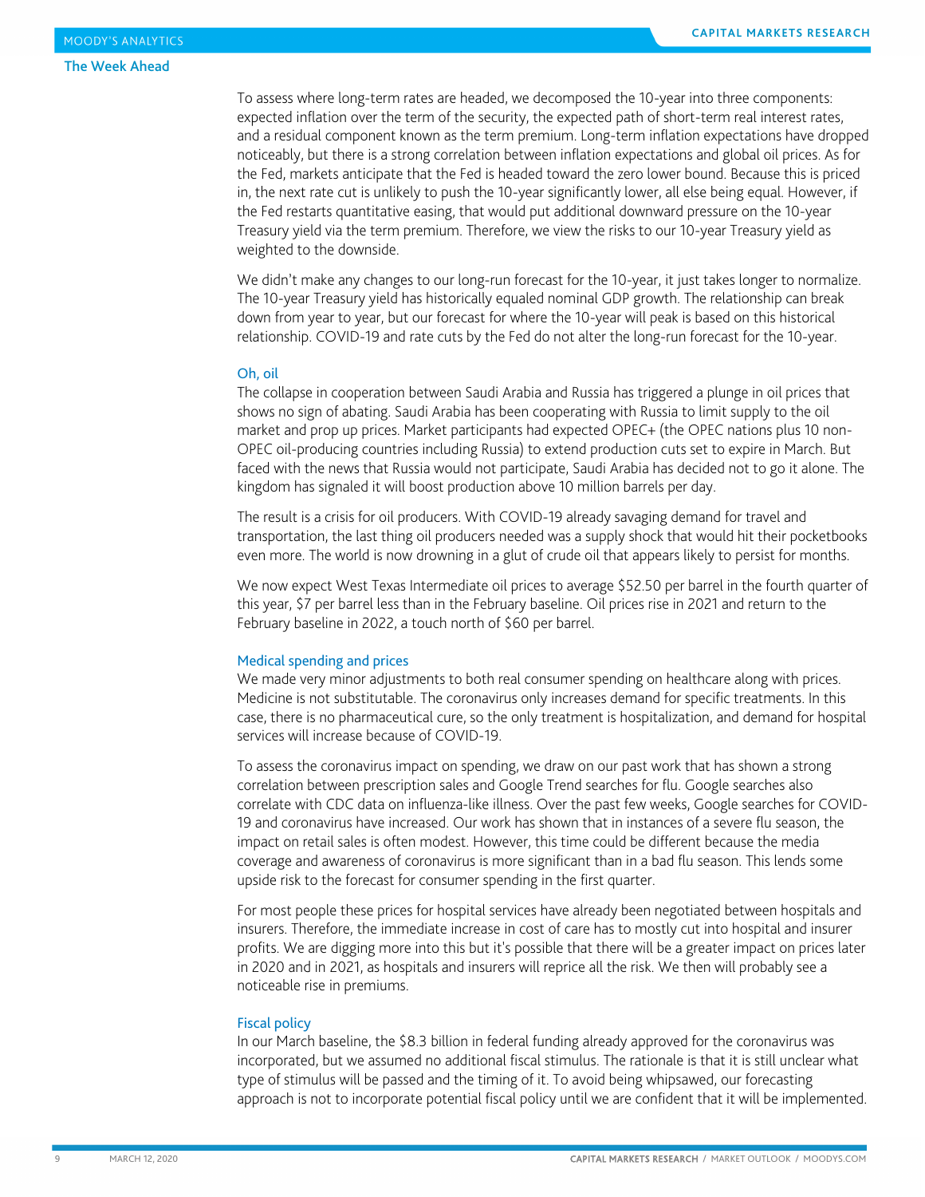To assess where long-term rates are headed, we decomposed the 10-year into three components: expected inflation over the term of the security, the expected path of short-term real interest rates, and a residual component known as the term premium. Long-term inflation expectations have dropped noticeably, but there is a strong correlation between inflation expectations and global oil prices. As for the Fed, markets anticipate that the Fed is headed toward the zero lower bound. Because this is priced in, the next rate cut is unlikely to push the 10-year significantly lower, all else being equal. However, if the Fed restarts quantitative easing, that would put additional downward pressure on the 10-year Treasury yield via the term premium. Therefore, we view the risks to our 10-year Treasury yield as weighted to the downside.

We didn't make any changes to our long-run forecast for the 10-year, it just takes longer to normalize. The 10-year Treasury yield has historically equaled nominal GDP growth. The relationship can break down from year to year, but our forecast for where the 10-year will peak is based on this historical relationship. COVID-19 and rate cuts by the Fed do not alter the long-run forecast for the 10-year.

### Oh, oil

The collapse in cooperation between Saudi Arabia and Russia has triggered a plunge in oil prices that shows no sign of abating. Saudi Arabia has been cooperating with Russia to limit supply to the oil market and prop up prices. Market participants had expected OPEC+ (the OPEC nations plus 10 non-OPEC oil-producing countries including Russia) to extend production cuts set to expire in March. But faced with the news that Russia would not participate, Saudi Arabia has decided not to go it alone. The kingdom has signaled it will boost production above 10 million barrels per day.

The result is a crisis for oil producers. With COVID-19 already savaging demand for travel and transportation, the last thing oil producers needed was a supply shock that would hit their pocketbooks even more. The world is now drowning in a glut of crude oil that appears likely to persist for months.

We now expect West Texas Intermediate oil prices to average $52.50 per barrel in the fourth quarter of this year, $7 per barrel less than in the February baseline. Oil prices rise in 2021 and return to the February baseline in 2022, a touch north of $60 per barrel.

### Medical spending and prices

We made very minor adjustments to both real consumer spending on healthcare along with prices. Medicine is not substitutable. The coronavirus only increases demand for specific treatments. In this case, there is no pharmaceutical cure, so the only treatment is hospitalization, and demand for hospital services will increase because of COVID-19.

To assess the coronavirus impact on spending, we draw on our past work that has shown a strong correlation between prescription sales and Google Trend searches for flu. Google searches also correlate with CDC data on influenza-like illness. Over the past few weeks, Google searches for COVID-19 and coronavirus have increased. Our work has shown that in instances of a severe flu season, the impact on retail sales is often modest. However, this time could be different because the media coverage and awareness of coronavirus is more significant than in a bad flu season. This lends some upside risk to the forecast for consumer spending in the first quarter.

For most people these prices for hospital services have already been negotiated between hospitals and insurers. Therefore, the immediate increase in cost of care has to mostly cut into hospital and insurer profits. We are digging more into this but it's possible that there will be a greater impact on prices later in 2020 and in 2021, as hospitals and insurers will reprice all the risk. We then will probably see a noticeable rise in premiums.

### Fiscal policy

In our March baseline, the $8.3 billion in federal funding already approved for the coronavirus was incorporated, but we assumed no additional fiscal stimulus. The rationale is that it is still unclear what type of stimulus will be passed and the timing of it. To avoid being whipsawed, our forecasting approach is not to incorporate potential fiscal policy until we are confident that it will be implemented.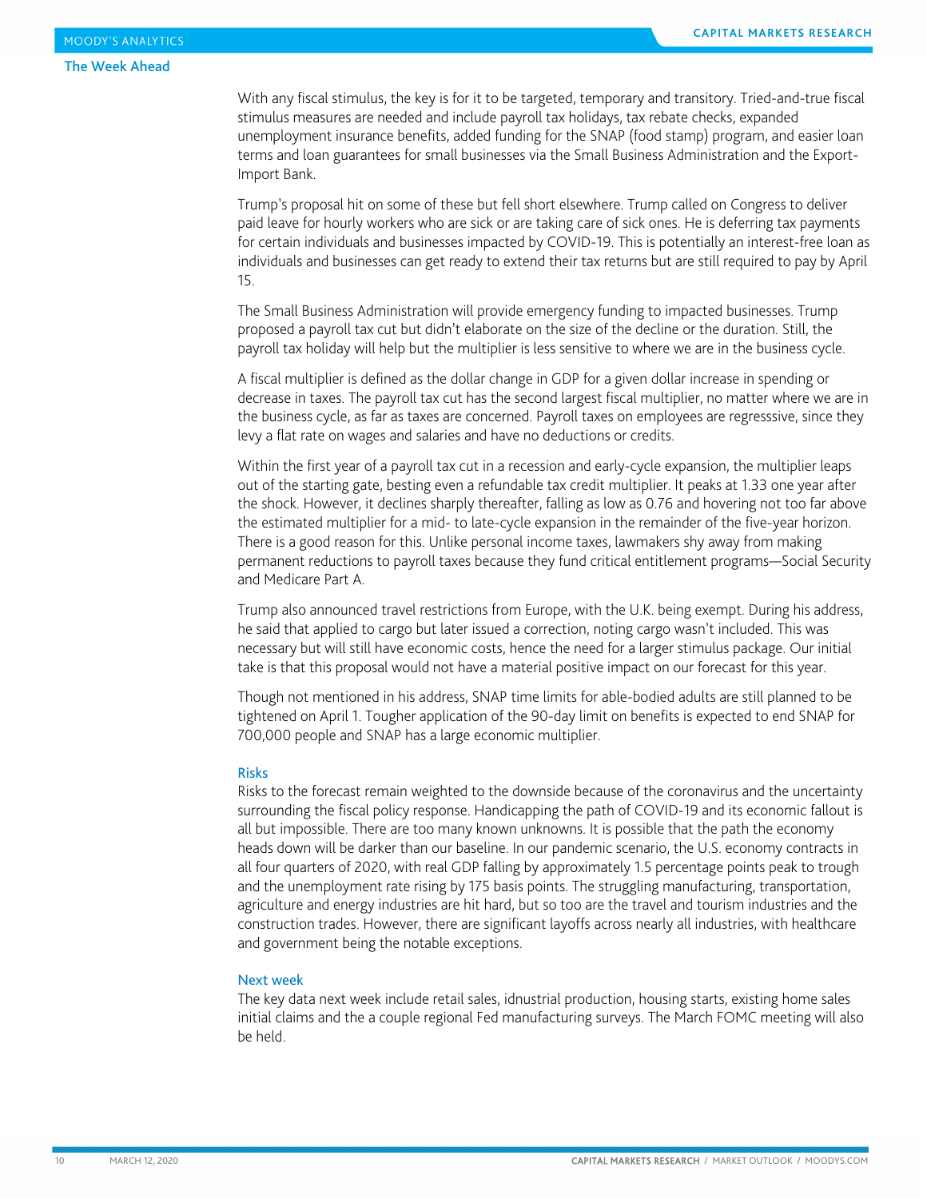With any fiscal stimulus, the key is for it to be targeted, temporary and transitory. Tried-and-true fiscal stimulus measures are needed and include payroll tax holidays, tax rebate checks, expanded unemployment insurance benefits, added funding for the SNAP (food stamp) program, and easier loan terms and loan guarantees for small businesses via the Small Business Administration and the Export-Import Bank.

Trump's proposal hit on some of these but fell short elsewhere. Trump called on Congress to deliver paid leave for hourly workers who are sick or are taking care of sick ones. He is deferring tax payments for certain individuals and businesses impacted by COVID-19. This is potentially an interest-free loan as individuals and businesses can get ready to extend their tax returns but are still required to pay by April 15.

The Small Business Administration will provide emergency funding to impacted businesses. Trump proposed a payroll tax cut but didn't elaborate on the size of the decline or the duration. Still, the payroll tax holiday will help but the multiplier is less sensitive to where we are in the business cycle.

A fiscal multiplier is defined as the dollar change in GDP for a given dollar increase in spending or decrease in taxes. The payroll tax cut has the second largest fiscal multiplier, no matter where we are in the business cycle, as far as taxes are concerned. Payroll taxes on employees are regresssive, since they levy a flat rate on wages and salaries and have no deductions or credits.

Within the first year of a payroll tax cut in a recession and early-cycle expansion, the multiplier leaps out of the starting gate, besting even a refundable tax credit multiplier. It peaks at 1.33 one year after the shock. However, it declines sharply thereafter, falling as low as 0.76 and hovering not too far above the estimated multiplier for a mid- to late-cycle expansion in the remainder of the five-year horizon. There is a good reason for this. Unlike personal income taxes, lawmakers shy away from making permanent reductions to payroll taxes because they fund critical entitlement programs—Social Security and Medicare Part A.

Trump also announced travel restrictions from Europe, with the U.K. being exempt. During his address, he said that applied to cargo but later issued a correction, noting cargo wasn't included. This was necessary but will still have economic costs, hence the need for a larger stimulus package. Our initial take is that this proposal would not have a material positive impact on our forecast for this year.

Though not mentioned in his address, SNAP time limits for able-bodied adults are still planned to be tightened on April 1. Tougher application of the 90-day limit on benefits is expected to end SNAP for 700,000 people and SNAP has a large economic multiplier.

### Risks

Risks to the forecast remain weighted to the downside because of the coronavirus and the uncertainty surrounding the fiscal policy response. Handicapping the path of COVID-19 and its economic fallout is all but impossible. There are too many known unknowns. It is possible that the path the economy heads down will be darker than our baseline. In our pandemic scenario, the U.S. economy contracts in all four quarters of 2020, with real GDP falling by approximately 1.5 percentage points peak to trough and the unemployment rate rising by 175 basis points. The struggling manufacturing, transportation, agriculture and energy industries are hit hard, but so too are the travel and tourism industries and the construction trades. However, there are significant layoffs across nearly all industries, with healthcare and government being the notable exceptions.

### Next week

The key data next week include retail sales, idnustrial production, housing starts, existing home sales initial claims and the a couple regional Fed manufacturing surveys. The March FOMC meeting will also be held.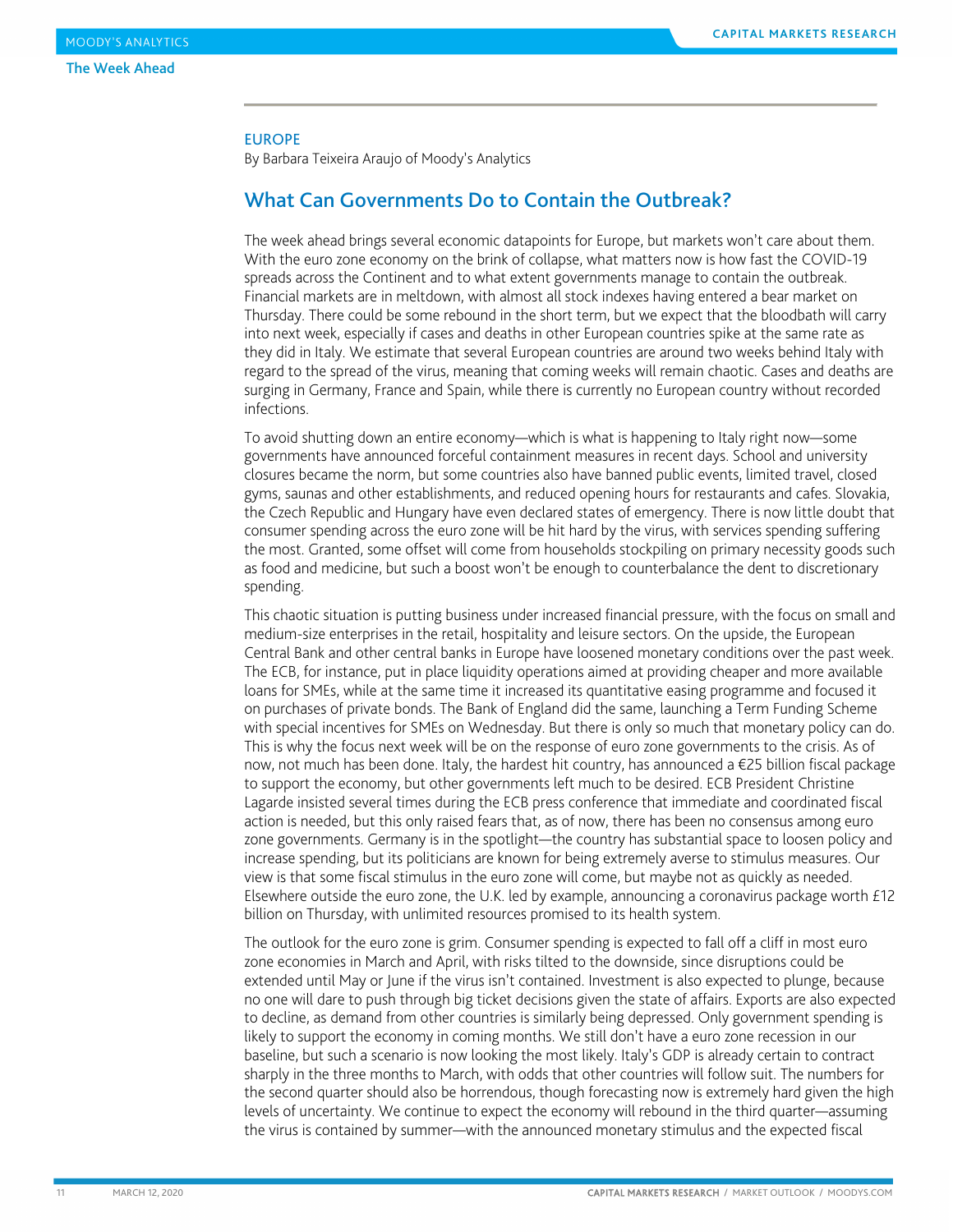## EUROPE

By Barbara Teixeira Araujo of Moody's Analytics

# What Can Governments Do to Contain the Outbreak?

The week ahead brings several economic datapoints for Europe, but markets won't care about them. With the euro zone economy on the brink of collapse, what matters now is how fast the COVID-19 spreads across the Continent and to what extent governments manage to contain the outbreak. Financial markets are in meltdown, with almost all stock indexes having entered a bear market on Thursday. There could be some rebound in the short term, but we expect that the bloodbath will carry into next week, especially if cases and deaths in other European countries spike at the same rate as they did in Italy. We estimate that several European countries are around two weeks behind Italy with regard to the spread of the virus, meaning that coming weeks will remain chaotic. Cases and deaths are surging in Germany, France and Spain, while there is currently no European country without recorded infections.

To avoid shutting down an entire economy—which is what is happening to Italy right now—some governments have announced forceful containment measures in recent days. School and university closures became the norm, but some countries also have banned public events, limited travel, closed gyms, saunas and other establishments, and reduced opening hours for restaurants and cafes. Slovakia, the Czech Republic and Hungary have even declared states of emergency. There is now little doubt that consumer spending across the euro zone will be hit hard by the virus, with services spending suffering the most. Granted, some offset will come from households stockpiling on primary necessity goods such as food and medicine, but such a boost won't be enough to counterbalance the dent to discretionary spending.

This chaotic situation is putting business under increased financial pressure, with the focus on small and medium-size enterprises in the retail, hospitality and leisure sectors. On the upside, the European Central Bank and other central banks in Europe have loosened monetary conditions over the past week. The ECB, for instance, put in place liquidity operations aimed at providing cheaper and more available loans for SMEs, while at the same time it increased its quantitative easing programme and focused it on purchases of private bonds. The Bank of England did the same, launching a Term Funding Scheme with special incentives for SMEs on Wednesday. But there is only so much that monetary policy can do. This is why the focus next week will be on the response of euro zone governments to the crisis. As of now, not much has been done. Italy, the hardest hit country, has announced a €25 billion fiscal package to support the economy, but other governments left much to be desired. ECB President Christine Lagarde insisted several times during the ECB press conference that immediate and coordinated fiscal action is needed, but this only raised fears that, as of now, there has been no consensus among euro zone governments. Germany is in the spotlight—the country has substantial space to loosen policy and increase spending, but its politicians are known for being extremely averse to stimulus measures. Our view is that some fiscal stimulus in the euro zone will come, but maybe not as quickly as needed. Elsewhere outside the euro zone, the U.K. led by example, announcing a coronavirus package worth £12 billion on Thursday, with unlimited resources promised to its health system.

The outlook for the euro zone is grim. Consumer spending is expected to fall off a cliff in most euro zone economies in March and April, with risks tilted to the downside, since disruptions could be extended until May or June if the virus isn't contained. Investment is also expected to plunge, because no one will dare to push through big ticket decisions given the state of affairs. Exports are also expected to decline, as demand from other countries is similarly being depressed. Only government spending is likely to support the economy in coming months. We still don't have a euro zone recession in our baseline, but such a scenario is now looking the most likely. Italy's GDP is already certain to contract sharply in the three months to March, with odds that other countries will follow suit. The numbers for the second quarter should also be horrendous, though forecasting now is extremely hard given the high levels of uncertainty. We continue to expect the economy will rebound in the third quarter—assuming the virus is contained by summer—with the announced monetary stimulus and the expected fiscal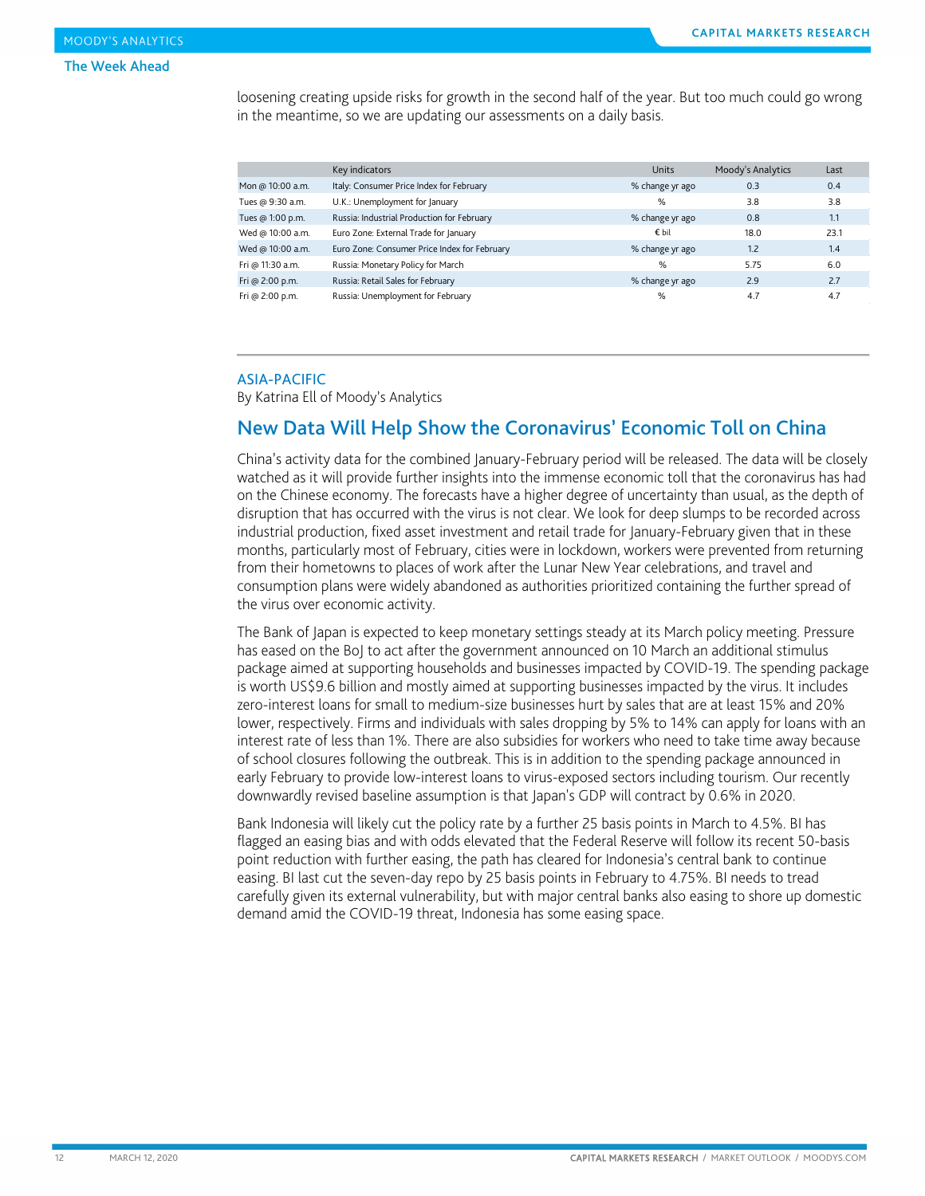loosening creating upside risks for growth in the second half of the year. But too much could go wrong in the meantime, so we are updating our assessments on a daily basis.

| | Key indicators | Units | Moody's Analytics | Last |
|---|---|---|---|---|
| Mon @ 10:00 a.m. | Italy: Consumer Price Index for February | % change yr ago | 0.3 | 0.4 |
| Tues @ 9:30 a.m. | U.K.: Unemployment for January | % | 3.8 | 3.8 |
| Tues @ 1:00 p.m. | Russia: Industrial Production for February | % change yr ago | 0.8 | 1.1 |
| Wed @ 10:00 a.m. | Euro Zone: External Trade for January | € bil | 18.0 | 23.1 |
| Wed @ 10:00 a.m. | Euro Zone: Consumer Price Index for February | % change yr ago | 1.2 | 1.4 |
| Fri @ 11:30 a.m. | Russia: Monetary Policy for March | % | 5.75 | 6.0 |
| Fri @ 2:00 p.m. | Russia: Retail Sales for February | % change yr ago | 2.9 | 2.7 |
| Fri @ 2:00 p.m. | Russia: Unemployment for February | % | 4.7 | 4.7 |

## ASIA-PACIFIC

By Katrina Ell of Moody's Analytics

## New Data Will Help Show the Coronavirus' Economic Toll on China

China's activity data for the combined January-February period will be released. The data will be closely watched as it will provide further insights into the immense economic toll that the coronavirus has had on the Chinese economy. The forecasts have a higher degree of uncertainty than usual, as the depth of disruption that has occurred with the virus is not clear. We look for deep slumps to be recorded across industrial production, fixed asset investment and retail trade for January-February given that in these months, particularly most of February, cities were in lockdown, workers were prevented from returning from their hometowns to places of work after the Lunar New Year celebrations, and travel and consumption plans were widely abandoned as authorities prioritized containing the further spread of the virus over economic activity.

The Bank of Japan is expected to keep monetary settings steady at its March policy meeting. Pressure has eased on the BoJ to act after the government announced on 10 March an additional stimulus package aimed at supporting households and businesses impacted by COVID-19. The spending package is worth US$9.6 billion and mostly aimed at supporting businesses impacted by the virus. It includes zero-interest loans for small to medium-size businesses hurt by sales that are at least 15% and 20% lower, respectively. Firms and individuals with sales dropping by 5% to 14% can apply for loans with an interest rate of less than 1%. There are also subsidies for workers who need to take time away because of school closures following the outbreak. This is in addition to the spending package announced in early February to provide low-interest loans to virus-exposed sectors including tourism. Our recently downwardly revised baseline assumption is that Japan's GDP will contract by 0.6% in 2020.

Bank Indonesia will likely cut the policy rate by a further 25 basis points in March to 4.5%. BI has flagged an easing bias and with odds elevated that the Federal Reserve will follow its recent 50-basis point reduction with further easing, the path has cleared for Indonesia's central bank to continue easing. BI last cut the seven-day repo by 25 basis points in February to 4.75%. BI needs to tread carefully given its external vulnerability, but with major central banks also easing to shore up domestic demand amid the COVID-19 threat, Indonesia has some easing space.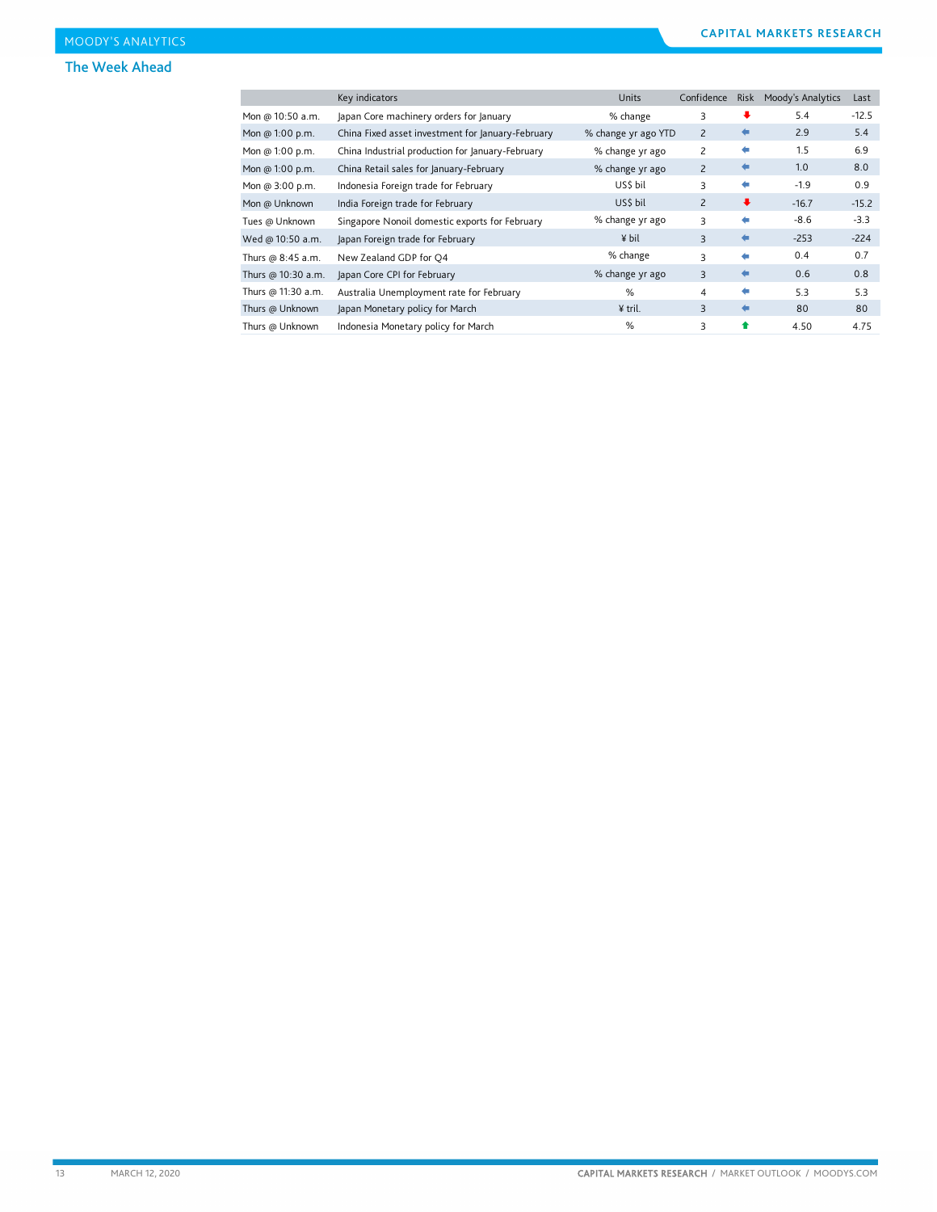## The Week Ahead

| | Key indicators | Units | Confidence | Risk | Moody's Analytics | Last |
|---|---|---|---|---|---|---|
| Mon @ 10:50 a.m. | Japan Core machinery orders for January | % change | 3 | ↓ | 5.4 | -12.5 |
| Mon @ 1:00 p.m. | China Fixed asset investment for January-February | % change yr ago YTD | 2 | ← | 2.9 | 5.4 |
| Mon @ 1:00 p.m. | China Industrial production for January-February | % change yr ago | 2 | ← | 1.5 | 6.9 |
| Mon @ 1:00 p.m. | China Retail sales for January-February | % change yr ago | 2 | ← | 1.0 | 8.0 |
| Mon @ 3:00 p.m. | Indonesia Foreign trade for February | US$ bil | 3 | ← | -1.9 | 0.9 |
| Mon @ Unknown | India Foreign trade for February | US$ bil | 2 | ↓ | -16.7 | -15.2 |
| Tues @ Unknown | Singapore Nonoil domestic exports for February | % change yr ago | 3 | ← | -8.6 | -3.3 |
| Wed @ 10:50 a.m. | Japan Foreign trade for February | ¥ bil | 3 | ← | -253 | -224 |
| Thurs @ 8:45 a.m. | New Zealand GDP for Q4 | % change | 3 | ← | 0.4 | 0.7 |
| Thurs @ 10:30 a.m. | Japan Core CPI for February | % change yr ago | 3 | ← | 0.6 | 0.8 |
| Thurs @ 11:30 a.m. | Australia Unemployment rate for February | % | 4 | ← | 5.3 | 5.3 |
| Thurs @ Unknown | Japan Monetary policy for March | ¥ tril. | 3 | ← | 80 | 80 |
| Thurs @ Unknown | Indonesia Monetary policy for March | % | 3 | ↑ | 4.50 | 4.75 |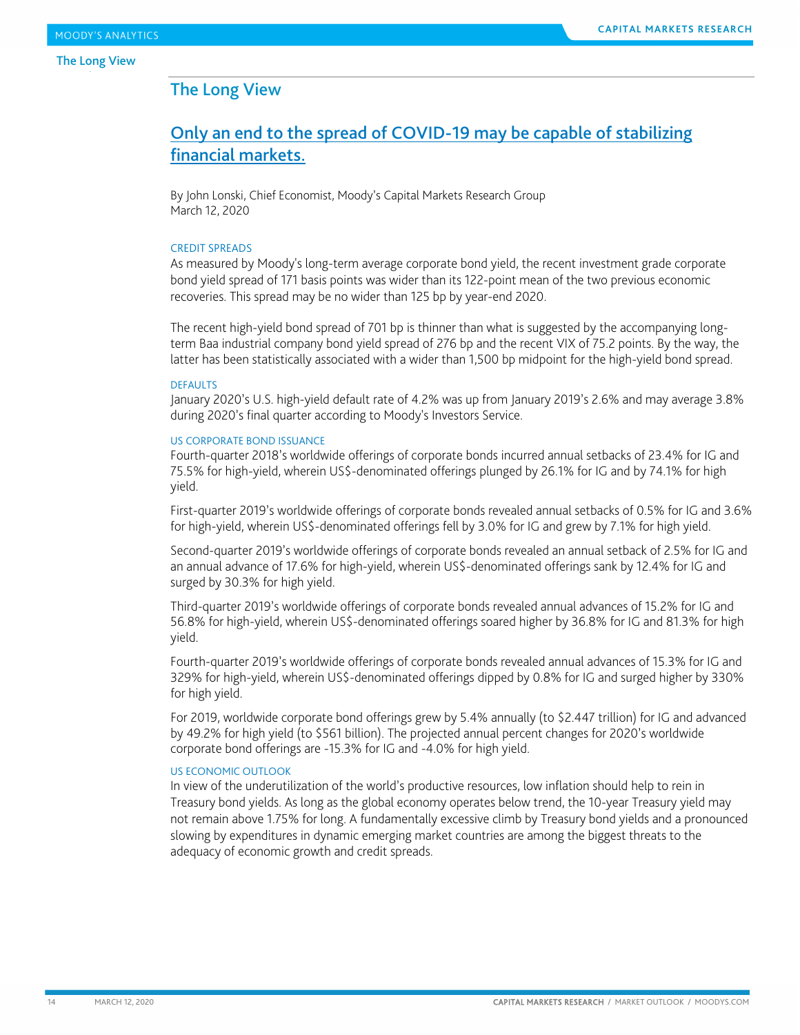## The Long View

### Only an end to the spread of COVID-19 may be capable of stabilizing financial markets.

By John Lonski, Chief Economist, Moody's Capital Markets Research Group
March 12, 2020

#### CREDIT SPREADS

As measured by Moody's long-term average corporate bond yield, the recent investment grade corporate bond yield spread of 171 basis points was wider than its 122-point mean of the two previous economic recoveries. This spread may be no wider than 125 bp by year-end 2020.

The recent high-yield bond spread of 701 bp is thinner than what is suggested by the accompanying long-term Baa industrial company bond yield spread of 276 bp and the recent VIX of 75.2 points. By the way, the latter has been statistically associated with a wider than 1,500 bp midpoint for the high-yield bond spread.

#### DEFAULTS

January 2020's U.S. high-yield default rate of 4.2% was up from January 2019's 2.6% and may average 3.8% during 2020's final quarter according to Moody's Investors Service.

#### US CORPORATE BOND ISSUANCE

Fourth-quarter 2018's worldwide offerings of corporate bonds incurred annual setbacks of 23.4% for IG and 75.5% for high-yield, wherein US$-denominated offerings plunged by 26.1% for IG and by 74.1% for high yield.

First-quarter 2019's worldwide offerings of corporate bonds revealed annual setbacks of 0.5% for IG and 3.6% for high-yield, wherein US$-denominated offerings fell by 3.0% for IG and grew by 7.1% for high yield.

Second-quarter 2019's worldwide offerings of corporate bonds revealed an annual setback of 2.5% for IG and an annual advance of 17.6% for high-yield, wherein US$-denominated offerings sank by 12.4% for IG and surged by 30.3% for high yield.

Third-quarter 2019's worldwide offerings of corporate bonds revealed annual advances of 15.2% for IG and 56.8% for high-yield, wherein US$-denominated offerings soared higher by 36.8% for IG and 81.3% for high yield.

Fourth-quarter 2019's worldwide offerings of corporate bonds revealed annual advances of 15.3% for IG and 329% for high-yield, wherein US$-denominated offerings dipped by 0.8% for IG and surged higher by 330% for high yield.

For 2019, worldwide corporate bond offerings grew by 5.4% annually (to $2.447 trillion) for IG and advanced by 49.2% for high yield (to $561 billion). The projected annual percent changes for 2020's worldwide corporate bond offerings are -15.3% for IG and -4.0% for high yield.

#### US ECONOMIC OUTLOOK

In view of the underutilization of the world's productive resources, low inflation should help to rein in Treasury bond yields. As long as the global economy operates below trend, the 10-year Treasury yield may not remain above 1.75% for long. A fundamentally excessive climb by Treasury bond yields and a pronounced slowing by expenditures in dynamic emerging market countries are among the biggest threats to the adequacy of economic growth and credit spreads.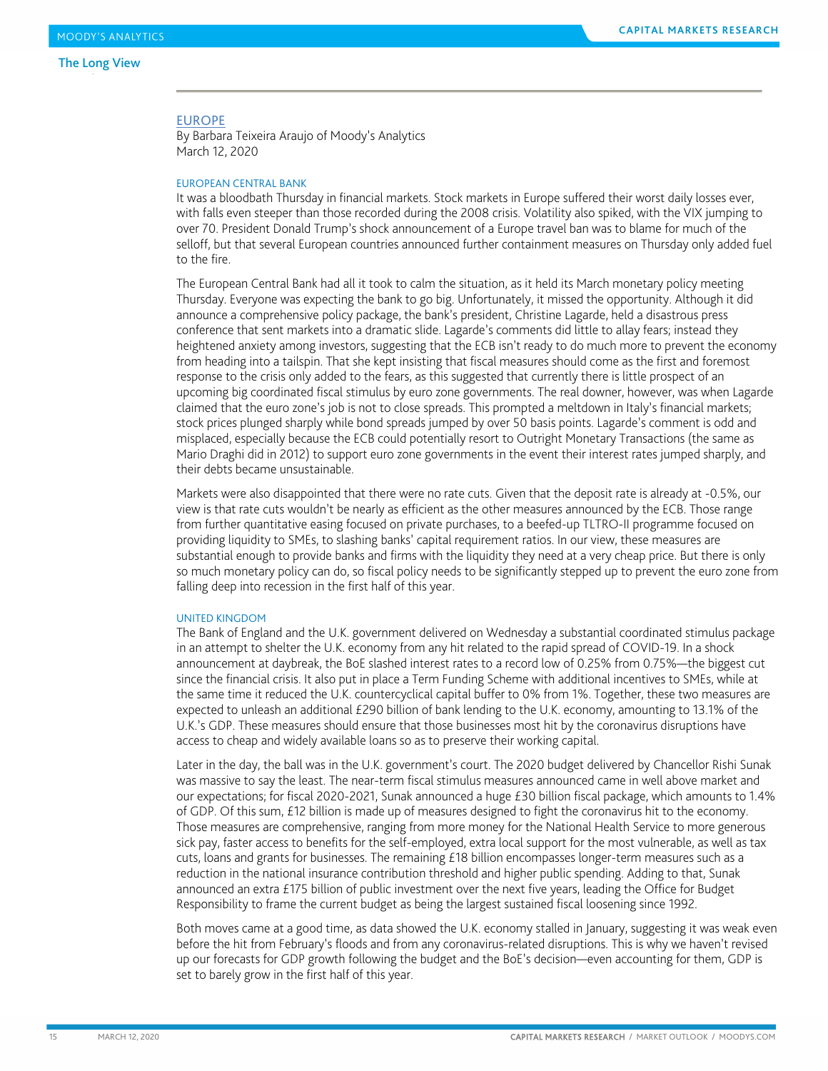## EUROPE

By Barbara Teixeira Araujo of Moody's Analytics
March 12, 2020

### EUROPEAN CENTRAL BANK

It was a bloodbath Thursday in financial markets. Stock markets in Europe suffered their worst daily losses ever, with falls even steeper than those recorded during the 2008 crisis. Volatility also spiked, with the VIX jumping to over 70. President Donald Trump's shock announcement of a Europe travel ban was to blame for much of the selloff, but that several European countries announced further containment measures on Thursday only added fuel to the fire.

The European Central Bank had all it took to calm the situation, as it held its March monetary policy meeting Thursday. Everyone was expecting the bank to go big. Unfortunately, it missed the opportunity. Although it did announce a comprehensive policy package, the bank's president, Christine Lagarde, held a disastrous press conference that sent markets into a dramatic slide. Lagarde's comments did little to allay fears; instead they heightened anxiety among investors, suggesting that the ECB isn't ready to do much more to prevent the economy from heading into a tailspin. That she kept insisting that fiscal measures should come as the first and foremost response to the crisis only added to the fears, as this suggested that currently there is little prospect of an upcoming big coordinated fiscal stimulus by euro zone governments. The real downer, however, was when Lagarde claimed that the euro zone's job is not to close spreads. This prompted a meltdown in Italy's financial markets; stock prices plunged sharply while bond spreads jumped by over 50 basis points. Lagarde's comment is odd and misplaced, especially because the ECB could potentially resort to Outright Monetary Transactions (the same as Mario Draghi did in 2012) to support euro zone governments in the event their interest rates jumped sharply, and their debts became unsustainable.

Markets were also disappointed that there were no rate cuts. Given that the deposit rate is already at -0.5%, our view is that rate cuts wouldn't be nearly as efficient as the other measures announced by the ECB. Those range from further quantitative easing focused on private purchases, to a beefed-up TLTRO-II programme focused on providing liquidity to SMEs, to slashing banks' capital requirement ratios. In our view, these measures are substantial enough to provide banks and firms with the liquidity they need at a very cheap price. But there is only so much monetary policy can do, so fiscal policy needs to be significantly stepped up to prevent the euro zone from falling deep into recession in the first half of this year.

### UNITED KINGDOM

The Bank of England and the U.K. government delivered on Wednesday a substantial coordinated stimulus package in an attempt to shelter the U.K. economy from any hit related to the rapid spread of COVID-19. In a shock announcement at daybreak, the BoE slashed interest rates to a record low of 0.25% from 0.75%—the biggest cut since the financial crisis. It also put in place a Term Funding Scheme with additional incentives to SMEs, while at the same time it reduced the U.K. countercyclical capital buffer to 0% from 1%. Together, these two measures are expected to unleash an additional £290 billion of bank lending to the U.K. economy, amounting to 13.1% of the U.K.'s GDP. These measures should ensure that those businesses most hit by the coronavirus disruptions have access to cheap and widely available loans so as to preserve their working capital.

Later in the day, the ball was in the U.K. government's court. The 2020 budget delivered by Chancellor Rishi Sunak was massive to say the least. The near-term fiscal stimulus measures announced came in well above market and our expectations; for fiscal 2020-2021, Sunak announced a huge £30 billion fiscal package, which amounts to 1.4% of GDP. Of this sum, £12 billion is made up of measures designed to fight the coronavirus hit to the economy. Those measures are comprehensive, ranging from more money for the National Health Service to more generous sick pay, faster access to benefits for the self-employed, extra local support for the most vulnerable, as well as tax cuts, loans and grants for businesses. The remaining £18 billion encompasses longer-term measures such as a reduction in the national insurance contribution threshold and higher public spending. Adding to that, Sunak announced an extra £175 billion of public investment over the next five years, leading the Office for Budget Responsibility to frame the current budget as being the largest sustained fiscal loosening since 1992.

Both moves came at a good time, as data showed the U.K. economy stalled in January, suggesting it was weak even before the hit from February's floods and from any coronavirus-related disruptions. This is why we haven't revised up our forecasts for GDP growth following the budget and the BoE's decision—even accounting for them, GDP is set to barely grow in the first half of this year.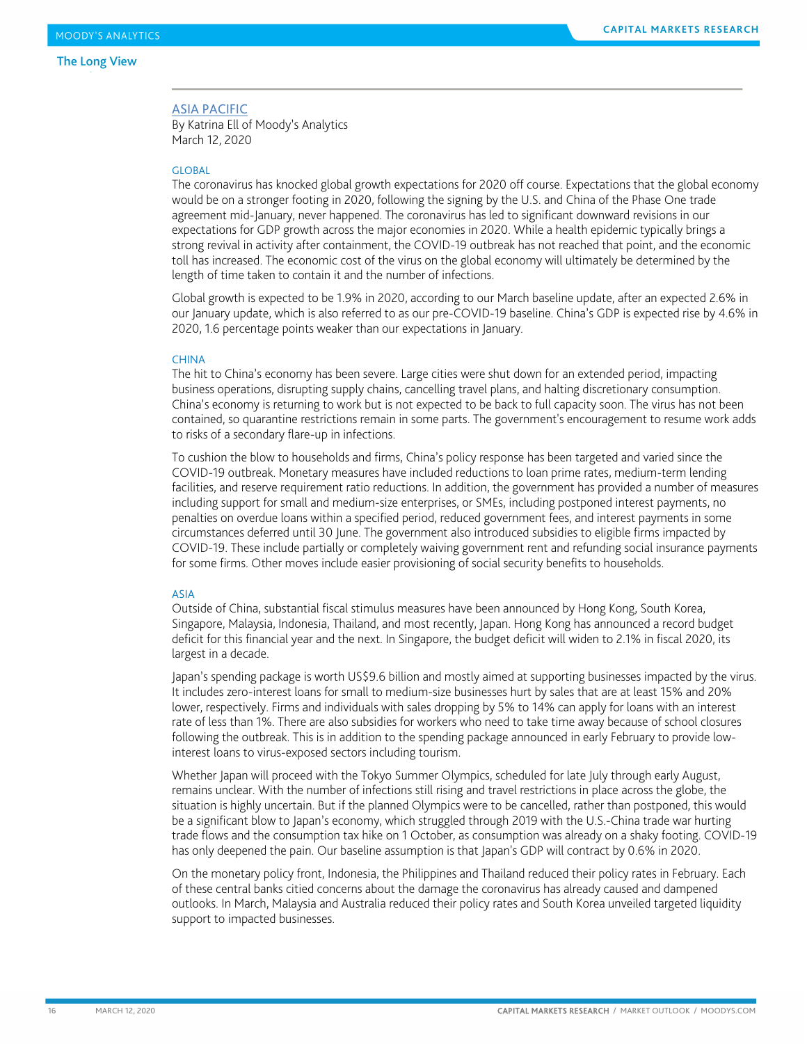## ASIA PACIFIC

By Katrina Ell of Moody's Analytics
March 12, 2020

### GLOBAL

The coronavirus has knocked global growth expectations for 2020 off course. Expectations that the global economy would be on a stronger footing in 2020, following the signing by the U.S. and China of the Phase One trade agreement mid-January, never happened. The coronavirus has led to significant downward revisions in our expectations for GDP growth across the major economies in 2020. While a health epidemic typically brings a strong revival in activity after containment, the COVID-19 outbreak has not reached that point, and the economic toll has increased. The economic cost of the virus on the global economy will ultimately be determined by the length of time taken to contain it and the number of infections.

Global growth is expected to be 1.9% in 2020, according to our March baseline update, after an expected 2.6% in our January update, which is also referred to as our pre-COVID-19 baseline. China's GDP is expected rise by 4.6% in 2020, 1.6 percentage points weaker than our expectations in January.

### CHINA

The hit to China's economy has been severe. Large cities were shut down for an extended period, impacting business operations, disrupting supply chains, cancelling travel plans, and halting discretionary consumption. China's economy is returning to work but is not expected to be back to full capacity soon. The virus has not been contained, so quarantine restrictions remain in some parts. The government's encouragement to resume work adds to risks of a secondary flare-up in infections.

To cushion the blow to households and firms, China's policy response has been targeted and varied since the COVID-19 outbreak. Monetary measures have included reductions to loan prime rates, medium-term lending facilities, and reserve requirement ratio reductions. In addition, the government has provided a number of measures including support for small and medium-size enterprises, or SMEs, including postponed interest payments, no penalties on overdue loans within a specified period, reduced government fees, and interest payments in some circumstances deferred until 30 June. The government also introduced subsidies to eligible firms impacted by COVID-19. These include partially or completely waiving government rent and refunding social insurance payments for some firms. Other moves include easier provisioning of social security benefits to households.

### ASIA

Outside of China, substantial fiscal stimulus measures have been announced by Hong Kong, South Korea, Singapore, Malaysia, Indonesia, Thailand, and most recently, Japan. Hong Kong has announced a record budget deficit for this financial year and the next. In Singapore, the budget deficit will widen to 2.1% in fiscal 2020, its largest in a decade.

Japan's spending package is worth US$9.6 billion and mostly aimed at supporting businesses impacted by the virus. It includes zero-interest loans for small to medium-size businesses hurt by sales that are at least 15% and 20% lower, respectively. Firms and individuals with sales dropping by 5% to 14% can apply for loans with an interest rate of less than 1%. There are also subsidies for workers who need to take time away because of school closures following the outbreak. This is in addition to the spending package announced in early February to provide low-interest loans to virus-exposed sectors including tourism.

Whether Japan will proceed with the Tokyo Summer Olympics, scheduled for late July through early August, remains unclear. With the number of infections still rising and travel restrictions in place across the globe, the situation is highly uncertain. But if the planned Olympics were to be cancelled, rather than postponed, this would be a significant blow to Japan's economy, which struggled through 2019 with the U.S.-China trade war hurting trade flows and the consumption tax hike on 1 October, as consumption was already on a shaky footing. COVID-19 has only deepened the pain. Our baseline assumption is that Japan's GDP will contract by 0.6% in 2020.

On the monetary policy front, Indonesia, the Philippines and Thailand reduced their policy rates in February. Each of these central banks citied concerns about the damage the coronavirus has already caused and dampened outlooks. In March, Malaysia and Australia reduced their policy rates and South Korea unveiled targeted liquidity support to impacted businesses.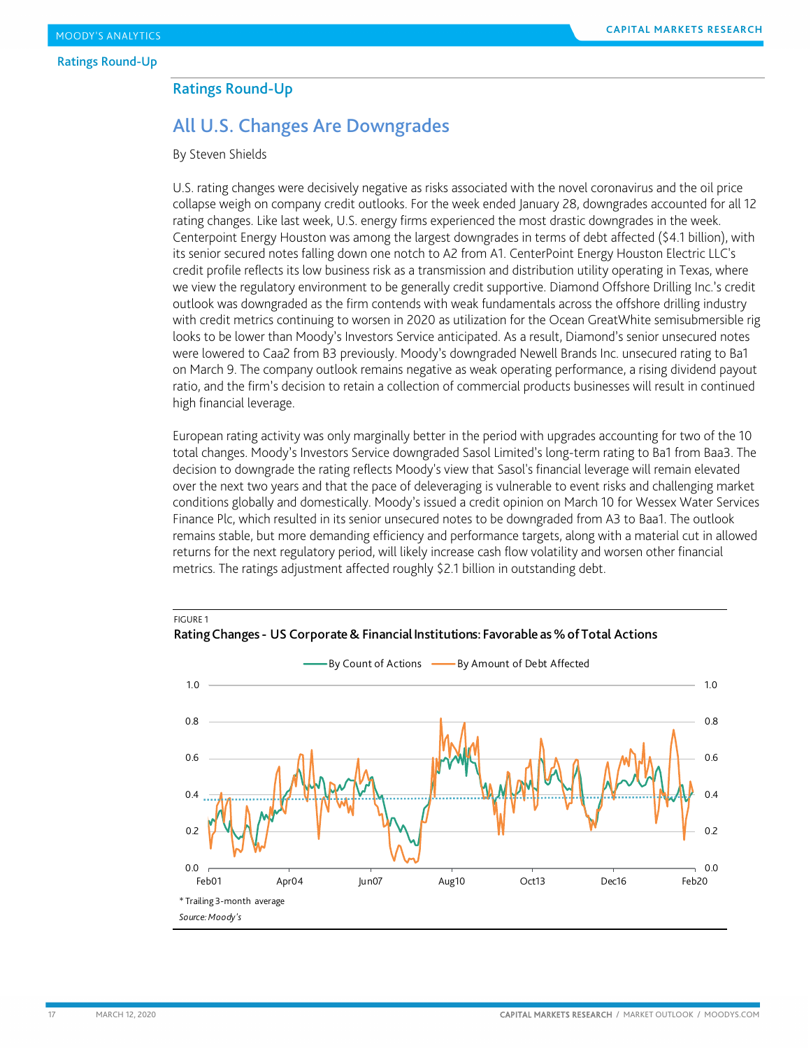## Ratings Round-Up

# All U.S. Changes Are Downgrades

By Steven Shields

U.S. rating changes were decisively negative as risks associated with the novel coronavirus and the oil price collapse weigh on company credit outlooks. For the week ended January 28, downgrades accounted for all 12 rating changes. Like last week, U.S. energy firms experienced the most drastic downgrades in the week. Centerpoint Energy Houston was among the largest downgrades in terms of debt affected ($4.1 billion), with its senior secured notes falling down one notch to A2 from A1. CenterPoint Energy Houston Electric LLC's credit profile reflects its low business risk as a transmission and distribution utility operating in Texas, where we view the regulatory environment to be generally credit supportive. Diamond Offshore Drilling Inc.'s credit outlook was downgraded as the firm contends with weak fundamentals across the offshore drilling industry with credit metrics continuing to worsen in 2020 as utilization for the Ocean GreatWhite semisubmersible rig looks to be lower than Moody's Investors Service anticipated. As a result, Diamond's senior unsecured notes were lowered to Caa2 from B3 previously. Moody's downgraded Newell Brands Inc. unsecured rating to Ba1 on March 9. The company outlook remains negative as weak operating performance, a rising dividend payout ratio, and the firm's decision to retain a collection of commercial products businesses will result in continued high financial leverage.

European rating activity was only marginally better in the period with upgrades accounting for two of the 10 total changes. Moody's Investors Service downgraded Sasol Limited's long-term rating to Ba1 from Baa3. The decision to downgrade the rating reflects Moody's view that Sasol's financial leverage will remain elevated over the next two years and that the pace of deleveraging is vulnerable to event risks and challenging market conditions globally and domestically. Moody's issued a credit opinion on March 10 for Wessex Water Services Finance Plc, which resulted in its senior unsecured notes to be downgraded from A3 to Baa1. The outlook remains stable, but more demanding efficiency and performance targets, along with a material cut in allowed returns for the next regulatory period, will likely increase cash flow volatility and worsen other financial metrics. The ratings adjustment affected roughly $2.1 billion in outstanding debt.

FIGURE 1

**Rating Changes - US Corporate & Financial Institutions: Favorable as % of Total Actions**

* Trailing 3-month average

*Source: Moody's*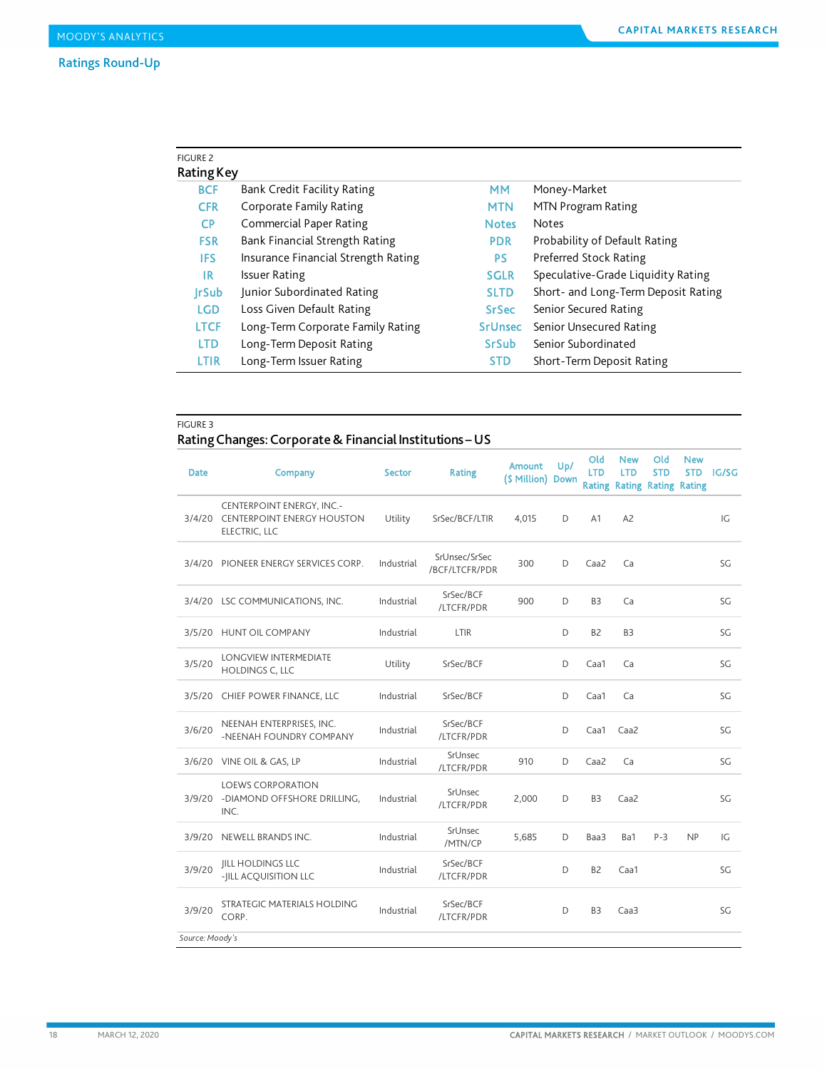FIGURE 2

**Rating Key**

| | | | |
|---|---|---|---|
| BCF | Bank Credit Facility Rating | MM | Money-Market |
| CFR | Corporate Family Rating | MTN | MTN Program Rating |
| CP | Commercial Paper Rating | Notes | Notes |
| FSR | Bank Financial Strength Rating | PDR | Probability of Default Rating |
| IFS | Insurance Financial Strength Rating | PS | Preferred Stock Rating |
| IR | Issuer Rating | SGLR | Speculative-Grade Liquidity Rating |
| JrSub | Junior Subordinated Rating | SLTD | Short- and Long-Term Deposit Rating |
| LGD | Loss Given Default Rating | SrSec | Senior Secured Rating |
| LTCF | Long-Term Corporate Family Rating | SrUnsec | Senior Unsecured Rating |
| LTD | Long-Term Deposit Rating | SrSub | Senior Subordinated |
| LTIR | Long-Term Issuer Rating | STD | Short-Term Deposit Rating |

FIGURE 3

**Rating Changes: Corporate & Financial Institutions – US**

| Date | Company | Sector | Rating | Amount ($ Million) | Up/ Down | Old LTD Rating | New LTD Rating | Old STD Rating | New STD Rating | IG/SG |
|---|---|---|---|---|---|---|---|---|---|---|
| 3/4/20 | CENTERPOINT ENERGY, INC.-CENTERPOINT ENERGY HOUSTON ELECTRIC, LLC | Utility | SrSec/BCF/LTIR | 4,015 | D | A1 | A2 | | | IG |
| 3/4/20 | PIONEER ENERGY SERVICES CORP. | Industrial | SrUnsec/SrSec/BCF/LTCFR/PDR | 300 | D | Caa2 | Ca | | | SG |
| 3/4/20 | LSC COMMUNICATIONS, INC. | Industrial | SrSec/BCF/LTCFR/PDR | 900 | D | B3 | Ca | | | SG |
| 3/5/20 | HUNT OIL COMPANY | Industrial | LTIR | | D | B2 | B3 | | | SG |
| 3/5/20 | LONGVIEW INTERMEDIATE HOLDINGS C, LLC | Utility | SrSec/BCF | | D | Caa1 | Ca | | | SG |
| 3/5/20 | CHIEF POWER FINANCE, LLC | Industrial | SrSec/BCF | | D | Caa1 | Ca | | | SG |
| 3/6/20 | NEENAH ENTERPRISES, INC.-NEENAH FOUNDRY COMPANY | Industrial | SrSec/BCF/LTCFR/PDR | | D | Caa1 | Caa2 | | | SG |
| 3/6/20 | VINE OIL & GAS, LP | Industrial | SrUnsec/LTCFR/PDR | 910 | D | Caa2 | Ca | | | SG |
| 3/9/20 | LOEWS CORPORATION-DIAMOND OFFSHORE DRILLING, INC. | Industrial | SrUnsec/LTCFR/PDR | 2,000 | D | B3 | Caa2 | | | SG |
| 3/9/20 | NEWELL BRANDS INC. | Industrial | SrUnsec/MTN/CP | 5,685 | D | Baa3 | Ba1 | P-3 | NP | IG |
| 3/9/20 | JILL HOLDINGS LLC-JILL ACQUISITION LLC | Industrial | SrSec/BCF/LTCFR/PDR | | D | B2 | Caa1 | | | SG |
| 3/9/20 | STRATEGIC MATERIALS HOLDING CORP. | Industrial | SrSec/BCF/LTCFR/PDR | | D | B3 | Caa3 | | | SG |

*Source: Moody's*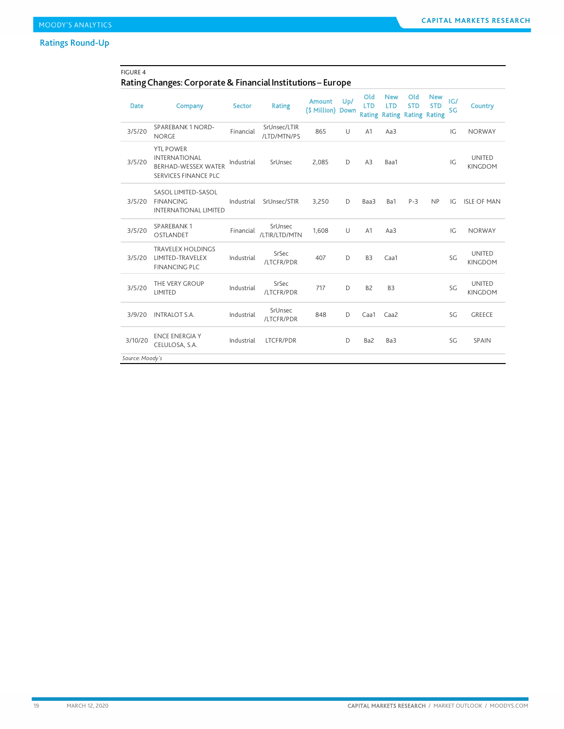## Ratings Round-Up

FIGURE 4
### Rating Changes: Corporate & Financial Institutions – Europe

| Date | Company | Sector | Rating | Amount ($ Million) | Up/ Down | Old LTD Rating | New LTD Rating | Old STD Rating | New STD Rating | IG/ SG | Country |
|---|---|---|---|---|---|---|---|---|---|---|---|
| 3/5/20 | SPAREBANK 1 NORD-NORGE | Financial | SrUnsec/LTIR/LTD/MTN/PS | 865 | U | A1 | Aa3 | | | IG | NORWAY |
| 3/5/20 | YTL POWER INTERNATIONAL BERHAD-WESSEX WATER SERVICES FINANCE PLC | Industrial | SrUnsec | 2,085 | D | A3 | Baa1 | | | IG | UNITED KINGDOM |
| 3/5/20 | SASOL LIMITED-SASOL FINANCING INTERNATIONAL LIMITED | Industrial | SrUnsec/STIR | 3,250 | D | Baa3 | Ba1 | P-3 | NP | IG | ISLE OF MAN |
| 3/5/20 | SPAREBANK 1 OSTLANDET | Financial | SrUnsec/LTIR/LTD/MTN | 1,608 | U | A1 | Aa3 | | | IG | NORWAY |
| 3/5/20 | TRAVELEX HOLDINGS LIMITED-TRAVELEX FINANCING PLC | Industrial | SrSec/LTCFR/PDR | 407 | D | B3 | Caa1 | | | SG | UNITED KINGDOM |
| 3/5/20 | THE VERY GROUP LIMITED | Industrial | SrSec/LTCFR/PDR | 717 | D | B2 | B3 | | | SG | UNITED KINGDOM |
| 3/9/20 | INTRALOT S.A. | Industrial | SrUnsec/LTCFR/PDR | 848 | D | Caa1 | Caa2 | | | SG | GREECE |
| 3/10/20 | ENCE ENERGIA Y CELULOSA, S.A. | Industrial | LTCFR/PDR | | D | Ba2 | Ba3 | | | SG | SPAIN |

*Source: Moody's*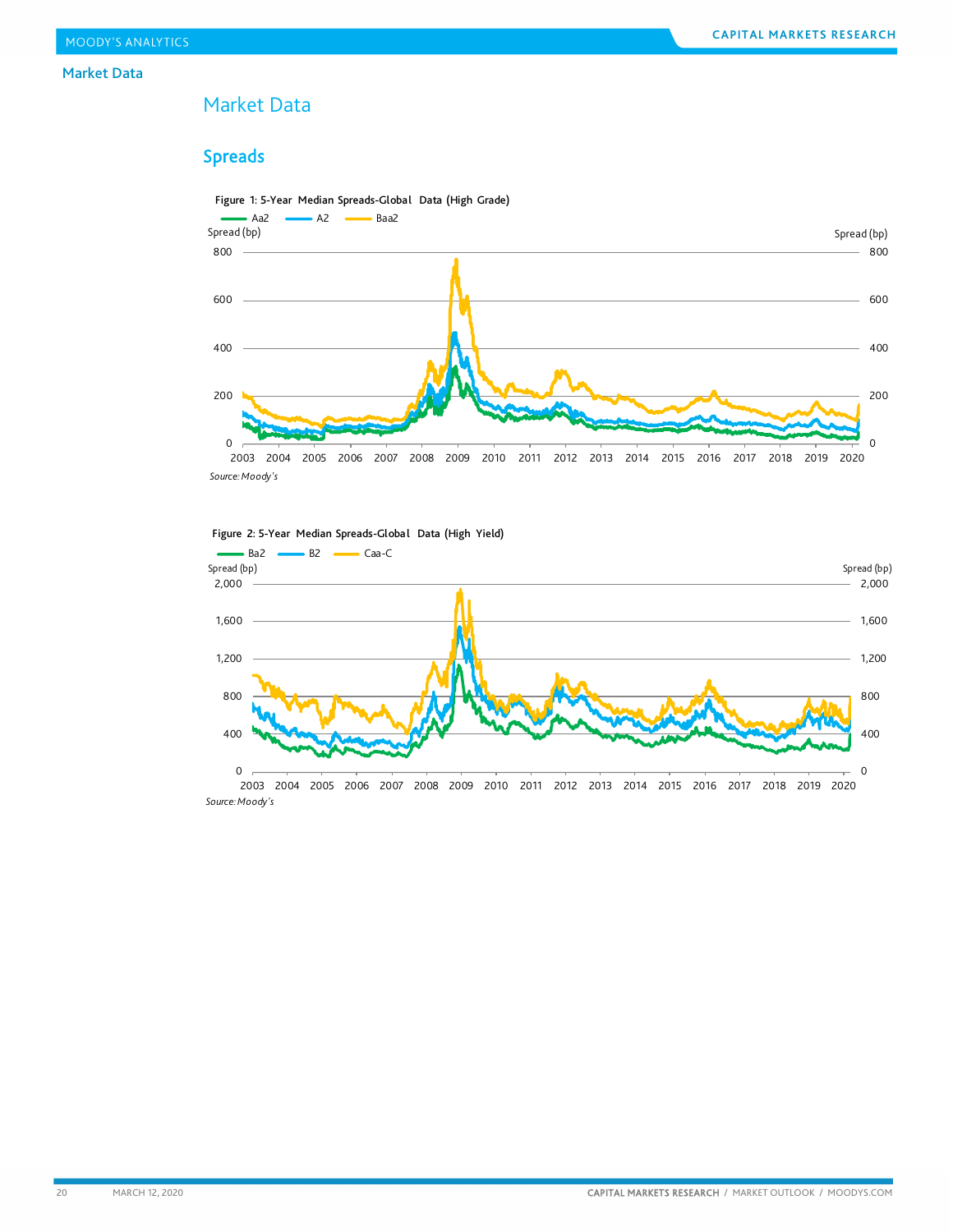# Market Data

## Spreads

Figure 1: 5-Year Median Spreads-Global Data (High Grade)

Source: Moody's

Figure 2: 5-Year Median Spreads-Global Data (High Yield)

Source: Moody's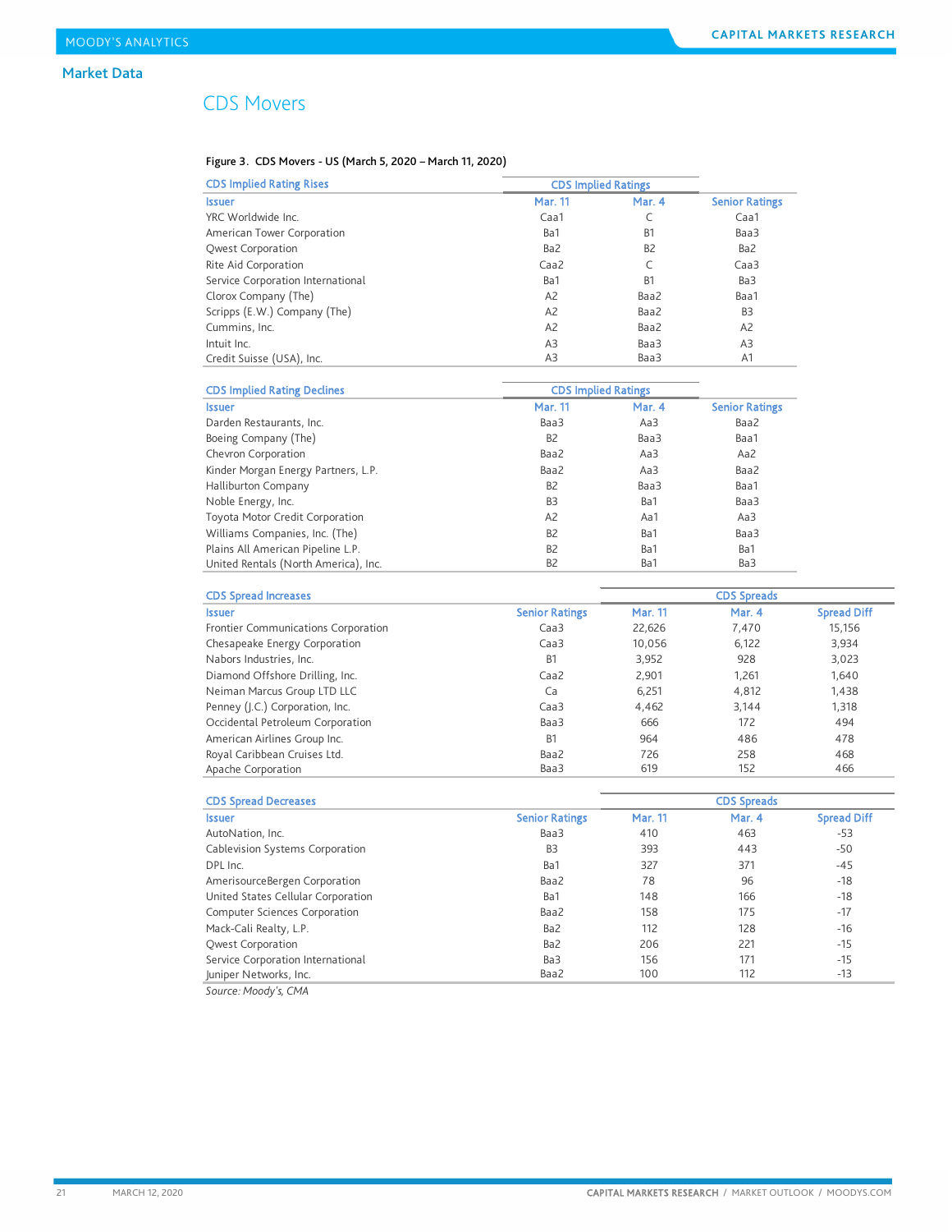## Market Data

# CDS Movers

Figure 3. CDS Movers - US (March 5, 2020 – March 11, 2020)

| CDS Implied Rating Rises | CDS Implied Ratings | | |
|---|---|---|---|
| Issuer | Mar. 11 | Mar. 4 | Senior Ratings |
| YRC Worldwide Inc. | Caa1 | C | Caa1 |
| American Tower Corporation | Ba1 | B1 | Baa3 |
| Qwest Corporation | Ba2 | B2 | Ba2 |
| Rite Aid Corporation | Caa2 | C | Caa3 |
| Service Corporation International | Ba1 | B1 | Ba3 |
| Clorox Company (The) | A2 | Baa2 | Baa1 |
| Scripps (E.W.) Company (The) | A2 | Baa2 | B3 |
| Cummins, Inc. | A2 | Baa2 | A2 |
| Intuit Inc. | A3 | Baa3 | A3 |
| Credit Suisse (USA), Inc. | A3 | Baa3 | A1 |

| CDS Implied Rating Declines | CDS Implied Ratings | | |
|---|---|---|---|
| Issuer | Mar. 11 | Mar. 4 | Senior Ratings |
| Darden Restaurants, Inc. | Baa3 | Aa3 | Baa2 |
| Boeing Company (The) | B2 | Baa3 | Baa1 |
| Chevron Corporation | Baa2 | Aa3 | Aa2 |
| Kinder Morgan Energy Partners, L.P. | Baa2 | Aa3 | Baa2 |
| Halliburton Company | B2 | Baa3 | Baa1 |
| Noble Energy, Inc. | B3 | Ba1 | Baa3 |
| Toyota Motor Credit Corporation | A2 | Aa1 | Aa3 |
| Williams Companies, Inc. (The) | B2 | Ba1 | Baa3 |
| Plains All American Pipeline L.P. | B2 | Ba1 | Ba1 |
| United Rentals (North America), Inc. | B2 | Ba1 | Ba3 |

| CDS Spread Increases | | CDS Spreads | | |
|---|---|---|---|---|
| Issuer | Senior Ratings | Mar. 11 | Mar. 4 | Spread Diff |
| Frontier Communications Corporation | Caa3 | 22,626 | 7,470 | 15,156 |
| Chesapeake Energy Corporation | Caa3 | 10,056 | 6,122 | 3,934 |
| Nabors Industries, Inc. | B1 | 3,952 | 928 | 3,023 |
| Diamond Offshore Drilling, Inc. | Caa2 | 2,901 | 1,261 | 1,640 |
| Neiman Marcus Group LTD LLC | Ca | 6,251 | 4,812 | 1,438 |
| Penney (J.C.) Corporation, Inc. | Caa3 | 4,462 | 3,144 | 1,318 |
| Occidental Petroleum Corporation | Baa3 | 666 | 172 | 494 |
| American Airlines Group Inc. | B1 | 964 | 486 | 478 |
| Royal Caribbean Cruises Ltd. | Baa2 | 726 | 258 | 468 |
| Apache Corporation | Baa3 | 619 | 152 | 466 |

| CDS Spread Decreases | | CDS Spreads | | |
|---|---|---|---|---|
| Issuer | Senior Ratings | Mar. 11 | Mar. 4 | Spread Diff |
| AutoNation, Inc. | Baa3 | 410 | 463 | -53 |
| Cablevision Systems Corporation | B3 | 393 | 443 | -50 |
| DPL Inc. | Ba1 | 327 | 371 | -45 |
| AmerisourceBergen Corporation | Baa2 | 78 | 96 | -18 |
| United States Cellular Corporation | Ba1 | 148 | 166 | -18 |
| Computer Sciences Corporation | Baa2 | 158 | 175 | -17 |
| Mack-Cali Realty, L.P. | Ba2 | 112 | 128 | -16 |
| Qwest Corporation | Ba2 | 206 | 221 | -15 |
| Service Corporation International | Ba3 | 156 | 171 | -15 |
| Juniper Networks, Inc. | Baa2 | 100 | 112 | -13 |

*Source: Moody's, CMA*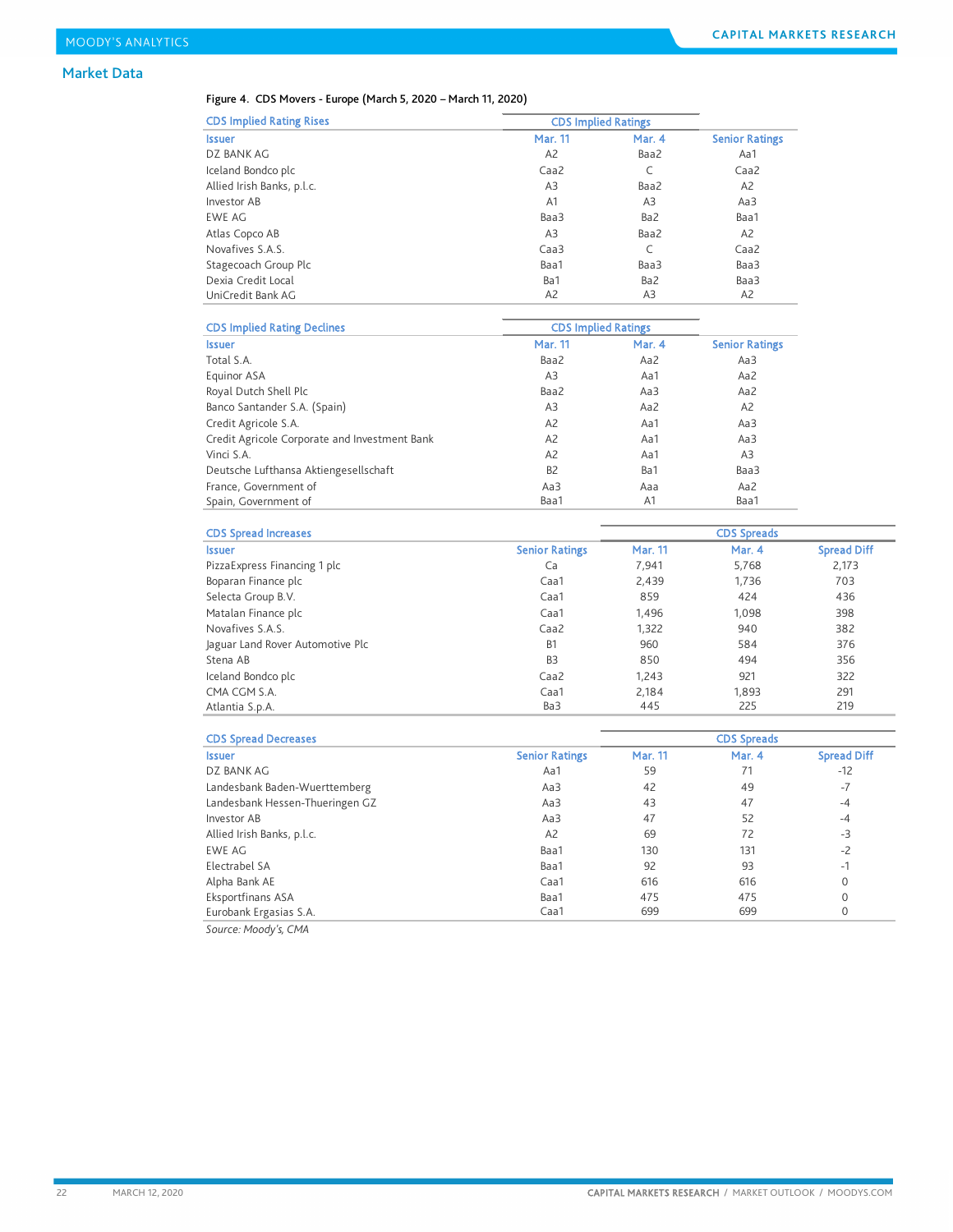## Market Data

Figure 4. CDS Movers - Europe (March 5, 2020 – March 11, 2020)

| CDS Implied Rating Rises | CDS Implied Ratings | | |
|---|---|---|---|
| Issuer | Mar. 11 | Mar. 4 | Senior Ratings |
| DZ BANK AG | A2 | Baa2 | Aa1 |
| Iceland Bondco plc | Caa2 | C | Caa2 |
| Allied Irish Banks, p.l.c. | A3 | Baa2 | A2 |
| Investor AB | A1 | A3 | Aa3 |
| EWE AG | Baa3 | Ba2 | Baa1 |
| Atlas Copco AB | A3 | Baa2 | A2 |
| Novafives S.A.S. | Caa3 | C | Caa2 |
| Stagecoach Group Plc | Baa1 | Baa3 | Baa3 |
| Dexia Credit Local | Ba1 | Ba2 | Baa3 |
| UniCredit Bank AG | A2 | A3 | A2 |

| CDS Implied Rating Declines | CDS Implied Ratings | | |
|---|---|---|---|
| Issuer | Mar. 11 | Mar. 4 | Senior Ratings |
| Total S.A. | Baa2 | Aa2 | Aa3 |
| Equinor ASA | A3 | Aa1 | Aa2 |
| Royal Dutch Shell Plc | Baa2 | Aa3 | Aa2 |
| Banco Santander S.A. (Spain) | A3 | Aa2 | A2 |
| Credit Agricole S.A. | A2 | Aa1 | Aa3 |
| Credit Agricole Corporate and Investment Bank | A2 | Aa1 | Aa3 |
| Vinci S.A. | A2 | Aa1 | A3 |
| Deutsche Lufthansa Aktiengesellschaft | B2 | Ba1 | Baa3 |
| France, Government of | Aa3 | Aaa | Aa2 |
| Spain, Government of | Baa1 | A1 | Baa1 |

| CDS Spread Increases | | CDS Spreads | | |
|---|---|---|---|---|
| Issuer | Senior Ratings | Mar. 11 | Mar. 4 | Spread Diff |
| PizzaExpress Financing 1 plc | Ca | 7,941 | 5,768 | 2,173 |
| Boparan Finance plc | Caa1 | 2,439 | 1,736 | 703 |
| Selecta Group B.V. | Caa1 | 859 | 424 | 436 |
| Matalan Finance plc | Caa1 | 1,496 | 1,098 | 398 |
| Novafives S.A.S. | Caa2 | 1,322 | 940 | 382 |
| Jaguar Land Rover Automotive Plc | B1 | 960 | 584 | 376 |
| Stena AB | B3 | 850 | 494 | 356 |
| Iceland Bondco plc | Caa2 | 1,243 | 921 | 322 |
| CMA CGM S.A. | Caa1 | 2,184 | 1,893 | 291 |
| Atlantia S.p.A. | Ba3 | 445 | 225 | 219 |

| CDS Spread Decreases | | CDS Spreads | | |
|---|---|---|---|---|
| Issuer | Senior Ratings | Mar. 11 | Mar. 4 | Spread Diff |
| DZ BANK AG | Aa1 | 59 | 71 | -12 |
| Landesbank Baden-Wuerttemberg | Aa3 | 42 | 49 | -7 |
| Landesbank Hessen-Thueringen GZ | Aa3 | 43 | 47 | -4 |
| Investor AB | Aa3 | 47 | 52 | -4 |
| Allied Irish Banks, p.l.c. | A2 | 69 | 72 | -3 |
| EWE AG | Baa1 | 130 | 131 | -2 |
| Electrabel SA | Baa1 | 92 | 93 | -1 |
| Alpha Bank AE | Caa1 | 616 | 616 | 0 |
| Eksportfinans ASA | Baa1 | 475 | 475 | 0 |
| Eurobank Ergasias S.A. | Caa1 | 699 | 699 | 0 |

*Source: Moody's, CMA*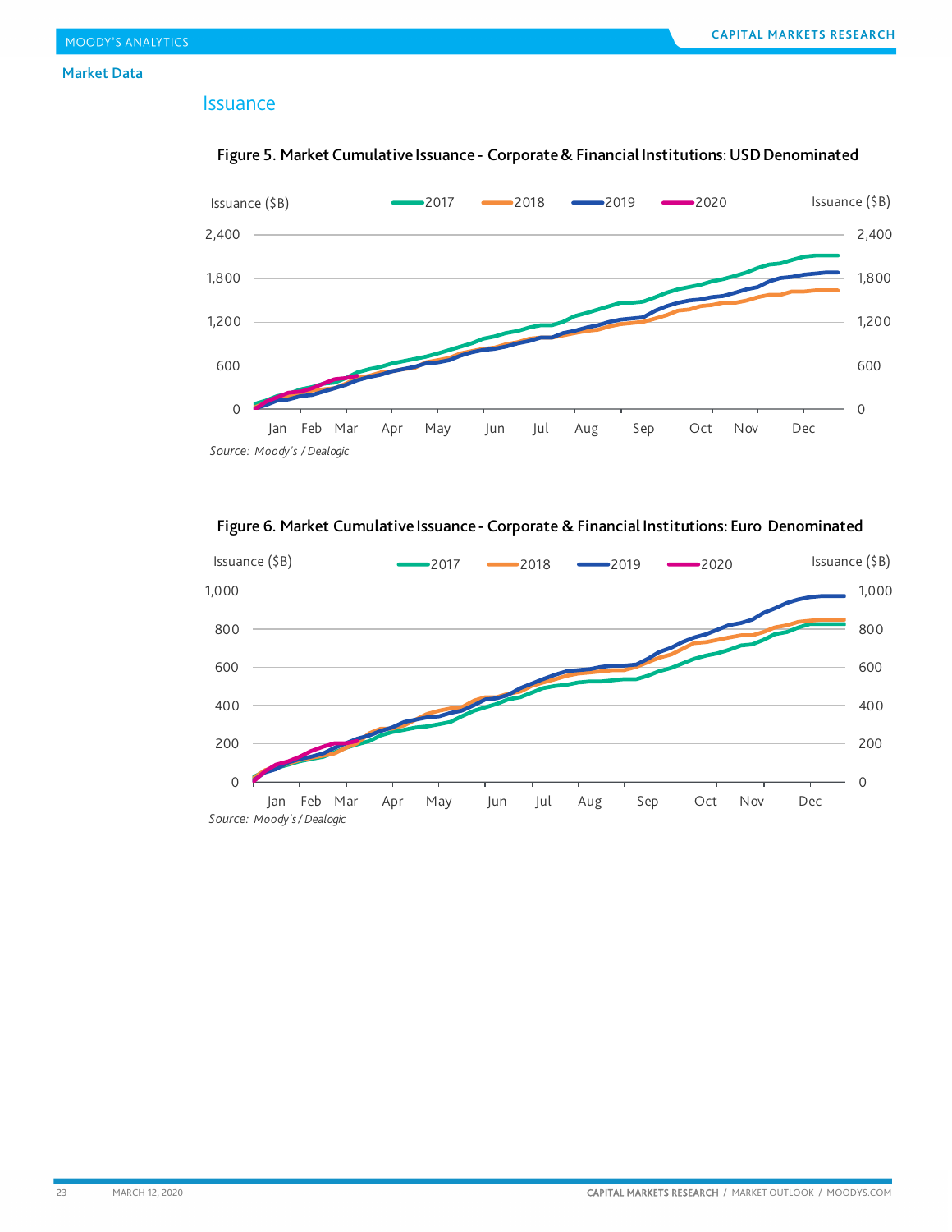## Market Data

### Issuance

**Figure 5. Market Cumulative Issuance - Corporate & Financial Institutions: USD Denominated**

Source: Moody's / Dealogic

**Figure 6. Market Cumulative Issuance - Corporate & Financial Institutions: Euro Denominated**

Source: Moody's / Dealogic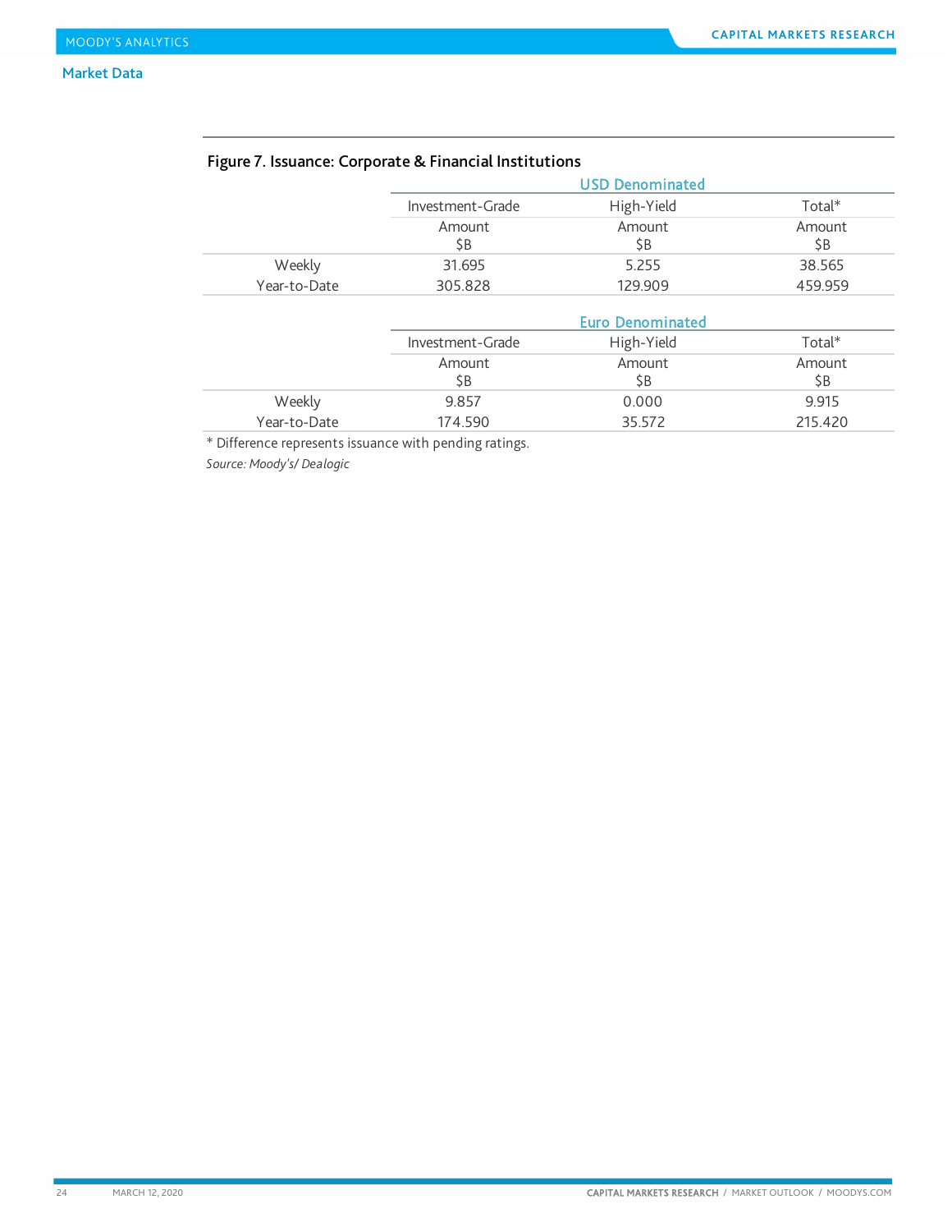## Market Data

### Figure 7. Issuance: Corporate & Financial Institutions

| | USD Denominated | | |
|---|---|---|---|
| | Investment-Grade | High-Yield | Total* |
| | Amount $B | Amount $B | Amount $B |
| Weekly | 31.695 | 5.255 | 38.565 |
| Year-to-Date | 305.828 | 129.909 | 459.959 |

| | Euro Denominated | | |
|---|---|---|---|
| | Investment-Grade | High-Yield | Total* |
| | Amount $B | Amount $B | Amount $B |
| Weekly | 9.857 | 0.000 | 9.915 |
| Year-to-Date | 174.590 | 35.572 | 215.420 |

* Difference represents issuance with pending ratings.

*Source: Moody's/ Dealogic*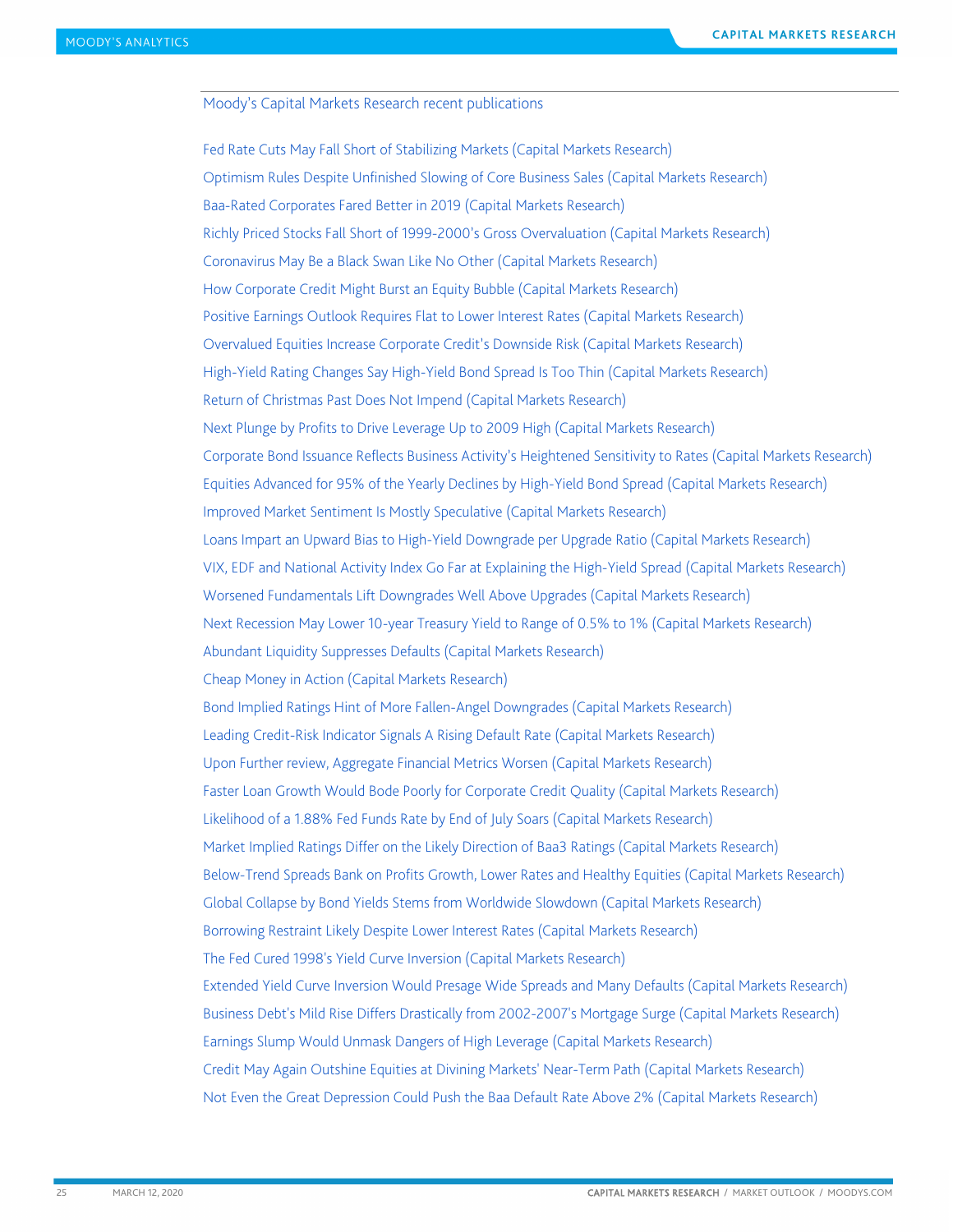## Moody's Capital Markets Research recent publications

Fed Rate Cuts May Fall Short of Stabilizing Markets (Capital Markets Research)

Optimism Rules Despite Unfinished Slowing of Core Business Sales (Capital Markets Research)

Baa-Rated Corporates Fared Better in 2019 (Capital Markets Research)

Richly Priced Stocks Fall Short of 1999-2000's Gross Overvaluation (Capital Markets Research)

Coronavirus May Be a Black Swan Like No Other (Capital Markets Research)

How Corporate Credit Might Burst an Equity Bubble (Capital Markets Research)

Positive Earnings Outlook Requires Flat to Lower Interest Rates (Capital Markets Research)

Overvalued Equities Increase Corporate Credit's Downside Risk (Capital Markets Research)

High-Yield Rating Changes Say High-Yield Bond Spread Is Too Thin (Capital Markets Research)

Return of Christmas Past Does Not Impend (Capital Markets Research)

Next Plunge by Profits to Drive Leverage Up to 2009 High (Capital Markets Research)

Corporate Bond Issuance Reflects Business Activity's Heightened Sensitivity to Rates (Capital Markets Research)

Equities Advanced for 95% of the Yearly Declines by High-Yield Bond Spread (Capital Markets Research)

Improved Market Sentiment Is Mostly Speculative (Capital Markets Research)

Loans Impart an Upward Bias to High-Yield Downgrade per Upgrade Ratio (Capital Markets Research)

VIX, EDF and National Activity Index Go Far at Explaining the High-Yield Spread (Capital Markets Research)

Worsened Fundamentals Lift Downgrades Well Above Upgrades (Capital Markets Research)

Next Recession May Lower 10-year Treasury Yield to Range of 0.5% to 1% (Capital Markets Research)

Abundant Liquidity Suppresses Defaults (Capital Markets Research)

Cheap Money in Action (Capital Markets Research)

Bond Implied Ratings Hint of More Fallen-Angel Downgrades (Capital Markets Research)

Leading Credit-Risk Indicator Signals A Rising Default Rate (Capital Markets Research)

Upon Further review, Aggregate Financial Metrics Worsen (Capital Markets Research)

Faster Loan Growth Would Bode Poorly for Corporate Credit Quality (Capital Markets Research)

Likelihood of a 1.88% Fed Funds Rate by End of July Soars (Capital Markets Research)

Market Implied Ratings Differ on the Likely Direction of Baa3 Ratings (Capital Markets Research)

Below-Trend Spreads Bank on Profits Growth, Lower Rates and Healthy Equities (Capital Markets Research)

Global Collapse by Bond Yields Stems from Worldwide Slowdown (Capital Markets Research)

Borrowing Restraint Likely Despite Lower Interest Rates (Capital Markets Research)

The Fed Cured 1998's Yield Curve Inversion (Capital Markets Research)

Extended Yield Curve Inversion Would Presage Wide Spreads and Many Defaults (Capital Markets Research)

Business Debt's Mild Rise Differs Drastically from 2002-2007's Mortgage Surge (Capital Markets Research)

Earnings Slump Would Unmask Dangers of High Leverage (Capital Markets Research)

Credit May Again Outshine Equities at Divining Markets' Near-Term Path (Capital Markets Research)

Not Even the Great Depression Could Push the Baa Default Rate Above 2% (Capital Markets Research)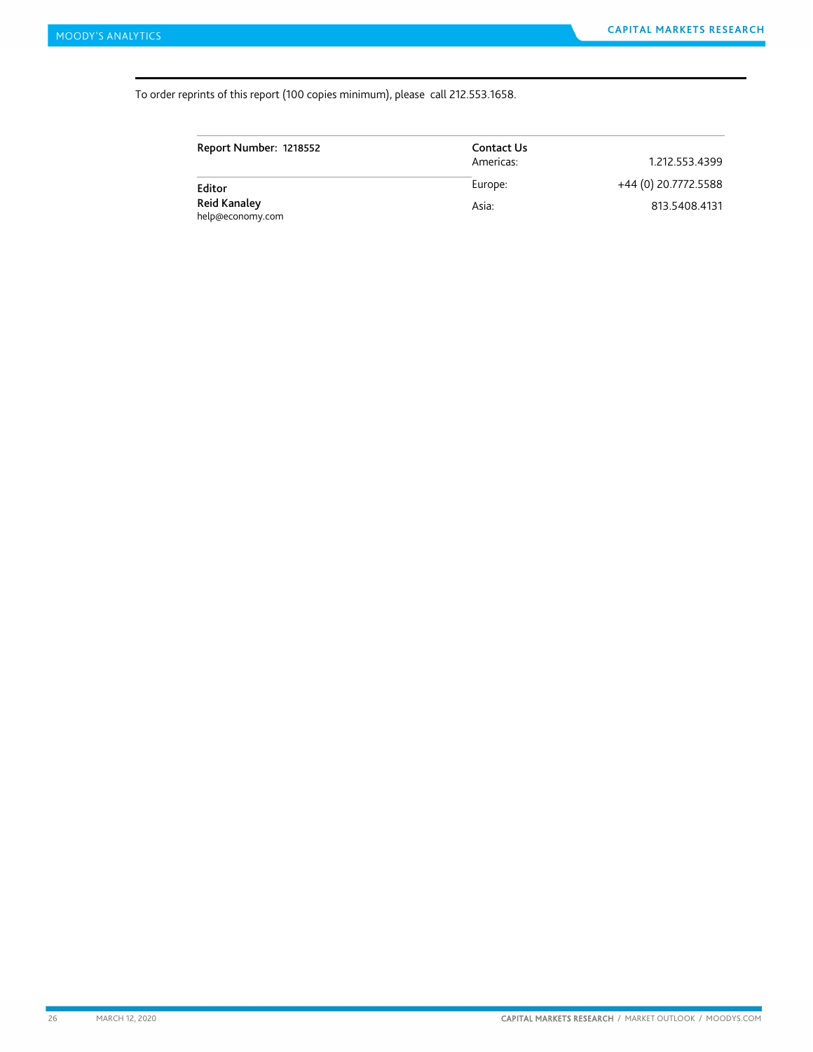To order reprints of this report (100 copies minimum), please call 212.553.1658.

**Report Number: 1218552**

**Editor**
**Reid Kanaley**
help@economy.com

**Contact Us**

| | |
|---|---|
| Americas: | 1.212.553.4399 |
| Europe: | +44 (0) 20.7772.5588 |
| Asia: | 813.5408.4131 |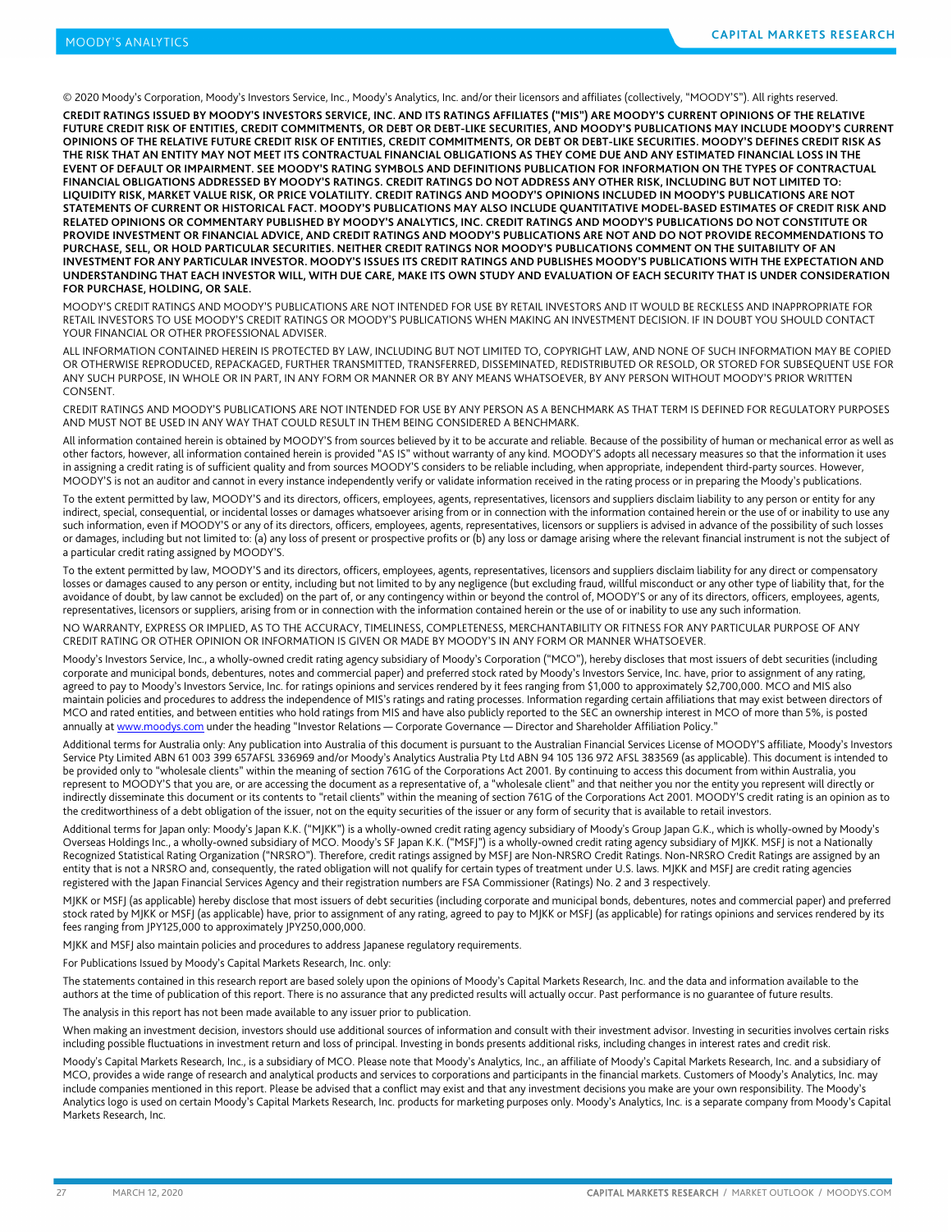© 2020 Moody's Corporation, Moody's Investors Service, Inc., Moody's Analytics, Inc. and/or their licensors and affiliates (collectively, "MOODY'S"). All rights reserved.

**CREDIT RATINGS ISSUED BY MOODY'S INVESTORS SERVICE, INC. AND ITS RATINGS AFFILIATES ("MIS") ARE MOODY'S CURRENT OPINIONS OF THE RELATIVE FUTURE CREDIT RISK OF ENTITIES, CREDIT COMMITMENTS, OR DEBT OR DEBT-LIKE SECURITIES, AND MOODY'S PUBLICATIONS MAY INCLUDE MOODY'S CURRENT OPINIONS OF THE RELATIVE FUTURE CREDIT RISK OF ENTITIES, CREDIT COMMITMENTS, OR DEBT OR DEBT-LIKE SECURITIES. MOODY'S DEFINES CREDIT RISK AS THE RISK THAT AN ENTITY MAY NOT MEET ITS CONTRACTUAL FINANCIAL OBLIGATIONS AS THEY COME DUE AND ANY ESTIMATED FINANCIAL LOSS IN THE EVENT OF DEFAULT OR IMPAIRMENT. SEE MOODY'S RATING SYMBOLS AND DEFINITIONS PUBLICATION FOR INFORMATION ON THE TYPES OF CONTRACTUAL FINANCIAL OBLIGATIONS ADDRESSED BY MOODY'S RATINGS. CREDIT RATINGS DO NOT ADDRESS ANY OTHER RISK, INCLUDING BUT NOT LIMITED TO: LIQUIDITY RISK, MARKET VALUE RISK, OR PRICE VOLATILITY. CREDIT RATINGS AND MOODY'S OPINIONS INCLUDED IN MOODY'S PUBLICATIONS ARE NOT STATEMENTS OF CURRENT OR HISTORICAL FACT. MOODY'S PUBLICATIONS MAY ALSO INCLUDE QUANTITATIVE MODEL-BASED ESTIMATES OF CREDIT RISK AND RELATED OPINIONS OR COMMENTARY PUBLISHED BY MOODY'S ANALYTICS, INC. CREDIT RATINGS AND MOODY'S PUBLICATIONS DO NOT CONSTITUTE OR PROVIDE INVESTMENT OR FINANCIAL ADVICE, AND CREDIT RATINGS AND MOODY'S PUBLICATIONS ARE NOT AND DO NOT PROVIDE RECOMMENDATIONS TO PURCHASE, SELL, OR HOLD PARTICULAR SECURITIES. NEITHER CREDIT RATINGS NOR MOODY'S PUBLICATIONS COMMENT ON THE SUITABILITY OF AN INVESTMENT FOR ANY PARTICULAR INVESTOR. MOODY'S ISSUES ITS CREDIT RATINGS AND PUBLISHES MOODY'S PUBLICATIONS WITH THE EXPECTATION AND UNDERSTANDING THAT EACH INVESTOR WILL, WITH DUE CARE, MAKE ITS OWN STUDY AND EVALUATION OF EACH SECURITY THAT IS UNDER CONSIDERATION FOR PURCHASE, HOLDING, OR SALE.**

MOODY'S CREDIT RATINGS AND MOODY'S PUBLICATIONS ARE NOT INTENDED FOR USE BY RETAIL INVESTORS AND IT WOULD BE RECKLESS AND INAPPROPRIATE FOR RETAIL INVESTORS TO USE MOODY'S CREDIT RATINGS OR MOODY'S PUBLICATIONS WHEN MAKING AN INVESTMENT DECISION. IF IN DOUBT YOU SHOULD CONTACT YOUR FINANCIAL OR OTHER PROFESSIONAL ADVISER.

ALL INFORMATION CONTAINED HEREIN IS PROTECTED BY LAW, INCLUDING BUT NOT LIMITED TO, COPYRIGHT LAW, AND NONE OF SUCH INFORMATION MAY BE COPIED OR OTHERWISE REPRODUCED, REPACKAGED, FURTHER TRANSMITTED, TRANSFERRED, DISSEMINATED, REDISTRIBUTED OR RESOLD, OR STORED FOR SUBSEQUENT USE FOR ANY SUCH PURPOSE, IN WHOLE OR IN PART, IN ANY FORM OR MANNER OR BY ANY MEANS WHATSOEVER, BY ANY PERSON WITHOUT MOODY'S PRIOR WRITTEN CONSENT.

CREDIT RATINGS AND MOODY'S PUBLICATIONS ARE NOT INTENDED FOR USE BY ANY PERSON AS A BENCHMARK AS THAT TERM IS DEFINED FOR REGULATORY PURPOSES AND MUST NOT BE USED IN ANY WAY THAT COULD RESULT IN THEM BEING CONSIDERED A BENCHMARK.

All information contained herein is obtained by MOODY'S from sources believed by it to be accurate and reliable. Because of the possibility of human or mechanical error as well as other factors, however, all information contained herein is provided "AS IS" without warranty of any kind. MOODY'S adopts all necessary measures so that the information it uses in assigning a credit rating is of sufficient quality and from sources MOODY'S considers to be reliable including, when appropriate, independent third-party sources. However, MOODY'S is not an auditor and cannot in every instance independently verify or validate information received in the rating process or in preparing the Moody's publications.

To the extent permitted by law, MOODY'S and its directors, officers, employees, agents, representatives, licensors and suppliers disclaim liability to any person or entity for any indirect, special, consequential, or incidental losses or damages whatsoever arising from or in connection with the information contained herein or the use of or inability to use any such information, even if MOODY'S or any of its directors, officers, employees, agents, representatives, licensors or suppliers is advised in advance of the possibility of such losses or damages, including but not limited to: (a) any loss of present or prospective profits or (b) any loss or damage arising where the relevant financial instrument is not the subject of a particular credit rating assigned by MOODY'S.

To the extent permitted by law, MOODY'S and its directors, officers, employees, agents, representatives, licensors and suppliers disclaim liability for any direct or compensatory losses or damages caused to any person or entity, including but not limited to by any negligence (but excluding fraud, willful misconduct or any other type of liability that, for the avoidance of doubt, by law cannot be excluded) on the part of, or any contingency within or beyond the control of, MOODY'S or any of its directors, officers, employees, agents, representatives, licensors or suppliers, arising from or in connection with the information contained herein or the use of or inability to use any such information.

NO WARRANTY, EXPRESS OR IMPLIED, AS TO THE ACCURACY, TIMELINESS, COMPLETENESS, MERCHANTABILITY OR FITNESS FOR ANY PARTICULAR PURPOSE OF ANY CREDIT RATING OR OTHER OPINION OR INFORMATION IS GIVEN OR MADE BY MOODY'S IN ANY FORM OR MANNER WHATSOEVER.

Moody's Investors Service, Inc., a wholly-owned credit rating agency subsidiary of Moody's Corporation ("MCO"), hereby discloses that most issuers of debt securities (including corporate and municipal bonds, debentures, notes and commercial paper) and preferred stock rated by Moody's Investors Service, Inc. have, prior to assignment of any rating, agreed to pay to Moody's Investors Service, Inc. for ratings opinions and services rendered by it fees ranging from $1,000 to approximately $2,700,000. MCO and MIS also maintain policies and procedures to address the independence of MIS's ratings and rating processes. Information regarding certain affiliations that may exist between directors of MCO and rated entities, and between entities who hold ratings from MIS and have also publicly reported to the SEC an ownership interest in MCO of more than 5%, is posted annually at www.moodys.com under the heading "Investor Relations — Corporate Governance — Director and Shareholder Affiliation Policy."

Additional terms for Australia only: Any publication into Australia of this document is pursuant to the Australian Financial Services License of MOODY'S affiliate, Moody's Investors Service Pty Limited ABN 61 003 399 657AFSL 336969 and/or Moody's Analytics Australia Pty Ltd ABN 94 105 136 972 AFSL 383569 (as applicable). This document is intended to be provided only to "wholesale clients" within the meaning of section 761G of the Corporations Act 2001. By continuing to access this document from within Australia, you represent to MOODY'S that you are, or are accessing the document as a representative of, a "wholesale client" and that neither you nor the entity you represent will directly or indirectly disseminate this document or its contents to "retail clients" within the meaning of section 761G of the Corporations Act 2001. MOODY'S credit rating is an opinion as to the creditworthiness of a debt obligation of the issuer, not on the equity securities of the issuer or any form of security that is available to retail investors.

Additional terms for Japan only: Moody's Japan K.K. ("MJKK") is a wholly-owned credit rating agency subsidiary of Moody's Group Japan G.K., which is wholly-owned by Moody's Overseas Holdings Inc., a wholly-owned subsidiary of MCO. Moody's SF Japan K.K. ("MSFJ") is a wholly-owned credit rating agency subsidiary of MJKK. MSFJ is not a Nationally Recognized Statistical Rating Organization ("NRSRO"). Therefore, credit ratings assigned by MSFJ are Non-NRSRO Credit Ratings. Non-NRSRO Credit Ratings are assigned by an entity that is not a NRSRO and, consequently, the rated obligation will not qualify for certain types of treatment under U.S. laws. MJKK and MSFJ are credit rating agencies registered with the Japan Financial Services Agency and their registration numbers are FSA Commissioner (Ratings) No. 2 and 3 respectively.

MJKK or MSFJ (as applicable) hereby disclose that most issuers of debt securities (including corporate and municipal bonds, debentures, notes and commercial paper) and preferred stock rated by MJKK or MSFJ (as applicable) have, prior to assignment of any rating, agreed to pay to MJKK or MSFJ (as applicable) for ratings opinions and services rendered by its fees ranging from JPY125,000 to approximately JPY250,000,000.

MJKK and MSFJ also maintain policies and procedures to address Japanese regulatory requirements.

For Publications Issued by Moody's Capital Markets Research, Inc. only:

The statements contained in this research report are based solely upon the opinions of Moody's Capital Markets Research, Inc. and the data and information available to the authors at the time of publication of this report. There is no assurance that any predicted results will actually occur. Past performance is no guarantee of future results.

The analysis in this report has not been made available to any issuer prior to publication.

When making an investment decision, investors should use additional sources of information and consult with their investment advisor. Investing in securities involves certain risks including possible fluctuations in investment return and loss of principal. Investing in bonds presents additional risks, including changes in interest rates and credit risk.

Moody's Capital Markets Research, Inc., is a subsidiary of MCO. Please note that Moody's Analytics, Inc., an affiliate of Moody's Capital Markets Research, Inc. and a subsidiary of MCO, provides a wide range of research and analytical products and services to corporations and participants in the financial markets. Customers of Moody's Analytics, Inc. may include companies mentioned in this report. Please be advised that a conflict may exist and that any investment decisions you make are your own responsibility. The Moody's Analytics logo is used on certain Moody's Capital Markets Research, Inc. products for marketing purposes only. Moody's Analytics, Inc. is a separate company from Moody's Capital Markets Research, Inc.